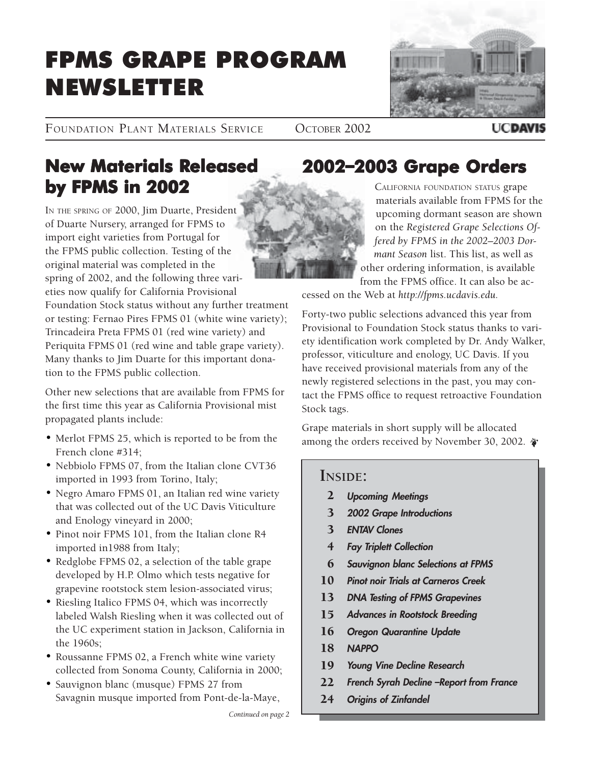# FPMS GRAPE PROGRAM NEWSLETTER

FOUNDATION PLANT MATERIALS SERVICE OCTOBER 2002

UC DAVIS

## New Materials Released by FPMS in 2002

IN THE SPRING OF 2000, Jim Duarte, President of Duarte Nursery, arranged for FPMS to import eight varieties from Portugal for the FPMS public collection. Testing of the original material was completed in the spring of 2002, and the following three varieties now qualify for California Provisional Foundation Stock status without any further treatment or testing: Fernao Pires FPMS 01 (white wine variety); Trincadeira Preta FPMS 01 (red wine variety) and Periquita FPMS 01 (red wine and table grape variety). Many thanks to Jim Duarte for this important donation to the FPMS public collection.

Other new selections that are available from FPMS for the first time this year as California Provisional mist propagated plants include:

- Merlot FPMS 25, which is reported to be from the French clone #314;
- Nebbiolo FPMS 07, from the Italian clone CVT36 imported in 1993 from Torino, Italy;
- Negro Amaro FPMS 01, an Italian red wine variety that was collected out of the UC Davis Viticulture and Enology vineyard in 2000;
- Pinot noir FPMS 101, from the Italian clone R4 imported in1988 from Italy;
- Redglobe FPMS 02, a selection of the table grape developed by H.P. Olmo which tests negative for grapevine rootstock stem lesion-associated virus;
- Riesling Italico FPMS 04, which was incorrectly labeled Walsh Riesling when it was collected out of the UC experiment station in Jackson, California in the 1960s;
- Roussanne FPMS 02, a French white wine variety collected from Sonoma County, California in 2000;
- Sauvignon blanc (musque) FPMS 27 from Savagnin musque imported from Pont-de-la-Maye,

*Continued on page 2*

## 2002–2003 Grape Orders

CALIFORNIA FOUNDATION STATUS grape materials available from FPMS for the upcoming dormant season are shown on the *Registered Grape Selections Offered by FPMS in the 2002–2003 Dormant Season* list. This list, as well as other ordering information, is available from the FPMS office. It can also be accessed on the Web at *http://fpms.ucdavis.edu.*

Forty-two public selections advanced this year from Provisional to Foundation Stock status thanks to variety identification work completed by Dr. Andy Walker, professor, viticulture and enology, UC Davis. If you have received provisional materials from any of the newly registered selections in the past, you may contact the FPMS office to request retroactive Foundation Stock tags.

Grape materials in short supply will be allocated among the orders received by November 30, 2002.

### INSIDE:

- **2** *Upcoming Meetings*
- **3** *2002 Grape Introductions*
- **3** *ENTAV Clones*
- **4** *Fay Triplett Collection*
- **6** *Sauvignon blanc Selections at FPMS*
- **10** *Pinot noir Trials at Carneros Creek*
- **13** *DNA Testing of FPMS Grapevines*
- **15** *Advances in Rootstock Breeding*
- **16** *Oregon Quarantine Update*
- **18** *NAPPO*
- **19** *Young Vine Decline Research*
- **22** *French Syrah Decline –Report from France*
- **24** *Origins of Zinfandel*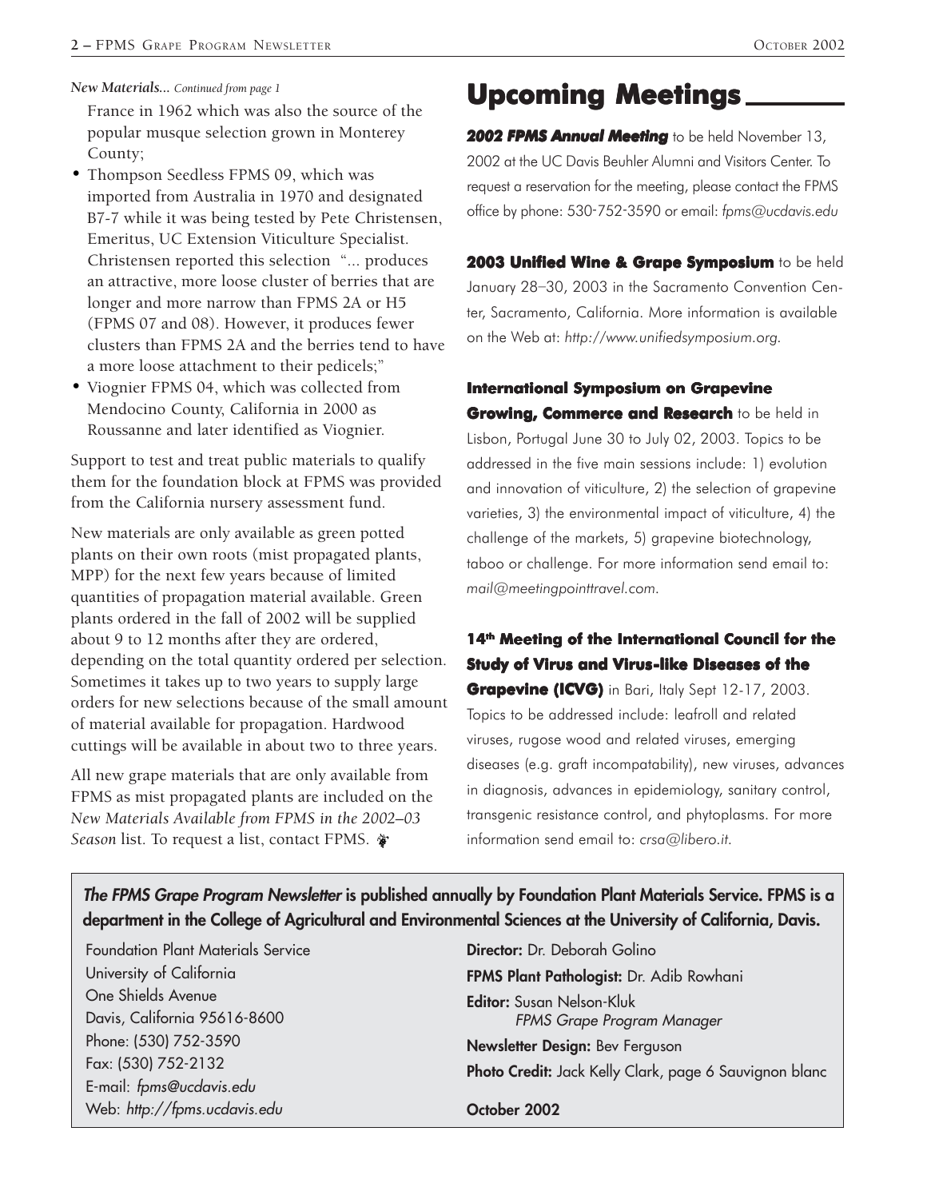*New Materials... Continued from page 1*

France in 1962 which was also the source of the popular musque selection grown in Monterey County;

- Thompson Seedless FPMS 09, which was imported from Australia in 1970 and designated B7-7 while it was being tested by Pete Christensen, Emeritus, UC Extension Viticulture Specialist. Christensen reported this selection "... produces an attractive, more loose cluster of berries that are longer and more narrow than FPMS 2A or H5 (FPMS 07 and 08). However, it produces fewer clusters than FPMS 2A and the berries tend to have a more loose attachment to their pedicels;"
- Viognier FPMS 04, which was collected from Mendocino County, California in 2000 as Roussanne and later identified as Viognier.

Support to test and treat public materials to qualify them for the foundation block at FPMS was provided from the California nursery assessment fund.

New materials are only available as green potted plants on their own roots (mist propagated plants, MPP) for the next few years because of limited quantities of propagation material available. Green plants ordered in the fall of 2002 will be supplied about 9 to 12 months after they are ordered, depending on the total quantity ordered per selection. Sometimes it takes up to two years to supply large orders for new selections because of the small amount of material available for propagation. Hardwood cuttings will be available in about two to three years.

All new grape materials that are only available from FPMS as mist propagated plants are included on the *New Materials Available from FPMS in the 2002–03 Season* list. To request a list, contact FPMS.

# Upcoming Meetings

***2002 FPMS Annual Meeting*** to be held November 13, 2002 at the UC Davis Beuhler Alumni and Visitors Center. To request a reservation for the meeting, please contact the FPMS office by phone: 530-752-3590 or email: *fpms@ucdavis.edu*

**2003 Unified Wine & Grape Symposium** to be held January 28–30, 2003 in the Sacramento Convention Center, Sacramento, California. More information is available on the Web at: *http://www.unifiedsymposium.org.*

**International Symposium on Grapevine Growing, Commerce and Research** to be held in Lisbon, Portugal June 30 to July 02, 2003. Topics to be addressed in the five main sessions include: 1) evolution and innovation of viticulture, 2) the selection of grapevine varieties, 3) the environmental impact of viticulture, 4) the challenge of the markets, 5) grapevine biotechnology, taboo or challenge. For more information send email to: *mail@meetingpointtravel.com.*

**14th Meeting of the International Council for the Study of Virus and Virus-like Diseases of the Grapevine (ICVG)** in Bari, Italy Sept 12-17, 2003. Topics to be addressed include: leafroll and related viruses, rugose wood and related viruses, emerging diseases (e.g. graft incompatability), new viruses, advances in diagnosis, advances in epidemiology, sanitary control, transgenic resistance control, and phytoplasms. For more information send email to: *crsa@libero.it.*

***The FPMS Grape Program Newsletter* is published annually by Foundation Plant Materials Service. FPMS is a department in the College of Agricultural and Environmental Sciences at the University of California, Davis.**

Foundation Plant Materials Service
University of California
One Shields Avenue
Davis, California 95616-8600
Phone: (530) 752-3590
Fax: (530) 752-2132
E-mail: *fpms@ucdavis.edu*
Web: *http://fpms.ucdavis.edu*

**Director:** Dr. Deborah Golino
**FPMS Plant Pathologist:** Dr. Adib Rowhani
**Editor:** Susan Nelson-Kluk
*FPMS Grape Program Manager*
**Newsletter Design:** Bev Ferguson
**Photo Credit:** Jack Kelly Clark, page 6 Sauvignon blanc

**October 2002**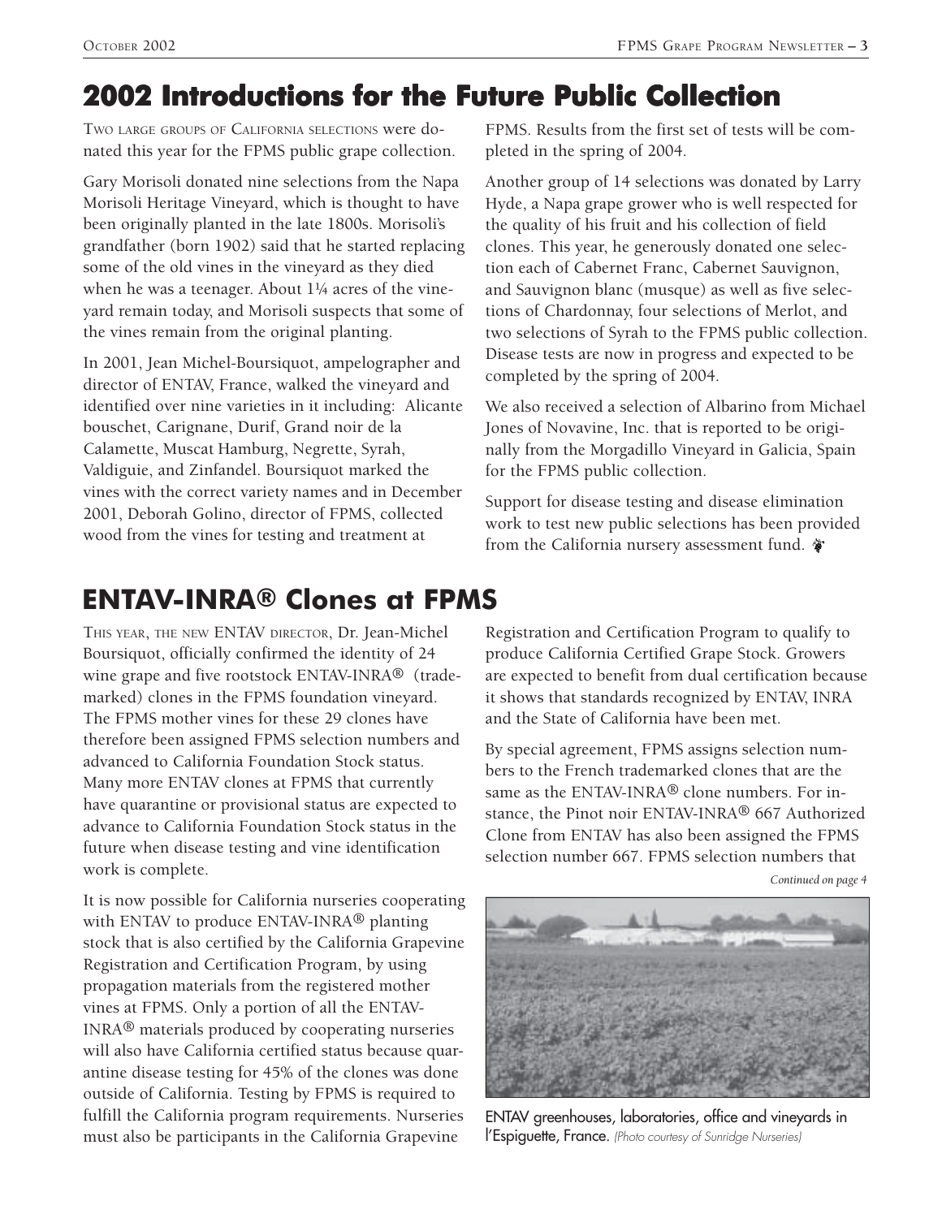## 2002 Introductions for the Future Public Collection

TWO LARGE GROUPS OF CALIFORNIA SELECTIONS were donated this year for the FPMS public grape collection.

Gary Morisoli donated nine selections from the Napa Morisoli Heritage Vineyard, which is thought to have been originally planted in the late 1800s. Morisoli's grandfather (born 1902) said that he started replacing some of the old vines in the vineyard as they died when he was a teenager. About 1¼ acres of the vineyard remain today, and Morisoli suspects that some of the vines remain from the original planting.

In 2001, Jean Michel-Boursiquot, ampelographer and director of ENTAV, France, walked the vineyard and identified over nine varieties in it including: Alicante bouschet, Carignane, Durif, Grand noir de la Calamette, Muscat Hamburg, Negrette, Syrah, Valdiguie, and Zinfandel. Boursiquot marked the vines with the correct variety names and in December 2001, Deborah Golino, director of FPMS, collected wood from the vines for testing and treatment at FPMS. Results from the first set of tests will be completed in the spring of 2004.

Another group of 14 selections was donated by Larry Hyde, a Napa grape grower who is well respected for the quality of his fruit and his collection of field clones. This year, he generously donated one selection each of Cabernet Franc, Cabernet Sauvignon, and Sauvignon blanc (musque) as well as five selections of Chardonnay, four selections of Merlot, and two selections of Syrah to the FPMS public collection. Disease tests are now in progress and expected to be completed by the spring of 2004.

We also received a selection of Albarino from Michael Jones of Novavine, Inc. that is reported to be originally from the Morgadillo Vineyard in Galicia, Spain for the FPMS public collection.

Support for disease testing and disease elimination work to test new public selections has been provided from the California nursery assessment fund.

## ENTAV-INRA® Clones at FPMS

THIS YEAR, THE NEW ENTAV DIRECTOR, Dr. Jean-Michel Boursiquot, officially confirmed the identity of 24 wine grape and five rootstock ENTAV-INRA® (trademarked) clones in the FPMS foundation vineyard. The FPMS mother vines for these 29 clones have therefore been assigned FPMS selection numbers and advanced to California Foundation Stock status. Many more ENTAV clones at FPMS that currently have quarantine or provisional status are expected to advance to California Foundation Stock status in the future when disease testing and vine identification work is complete.

It is now possible for California nurseries cooperating with ENTAV to produce ENTAV-INRA® planting stock that is also certified by the California Grapevine Registration and Certification Program, by using propagation materials from the registered mother vines at FPMS. Only a portion of all the ENTAV-INRA® materials produced by cooperating nurseries will also have California certified status because quarantine disease testing for 45% of the clones was done outside of California. Testing by FPMS is required to fulfill the California program requirements. Nurseries must also be participants in the California Grapevine Registration and Certification Program to qualify to produce California Certified Grape Stock. Growers are expected to benefit from dual certification because it shows that standards recognized by ENTAV, INRA and the State of California have been met.

By special agreement, FPMS assigns selection numbers to the French trademarked clones that are the same as the ENTAV-INRA® clone numbers. For instance, the Pinot noir ENTAV-INRA® 667 Authorized Clone from ENTAV has also been assigned the FPMS selection number 667. FPMS selection numbers that

*Continued on page 4*

ENTAV greenhouses, laboratories, office and vineyards in l'Espiguette, France. *(Photo courtesy of Sunridge Nurseries)*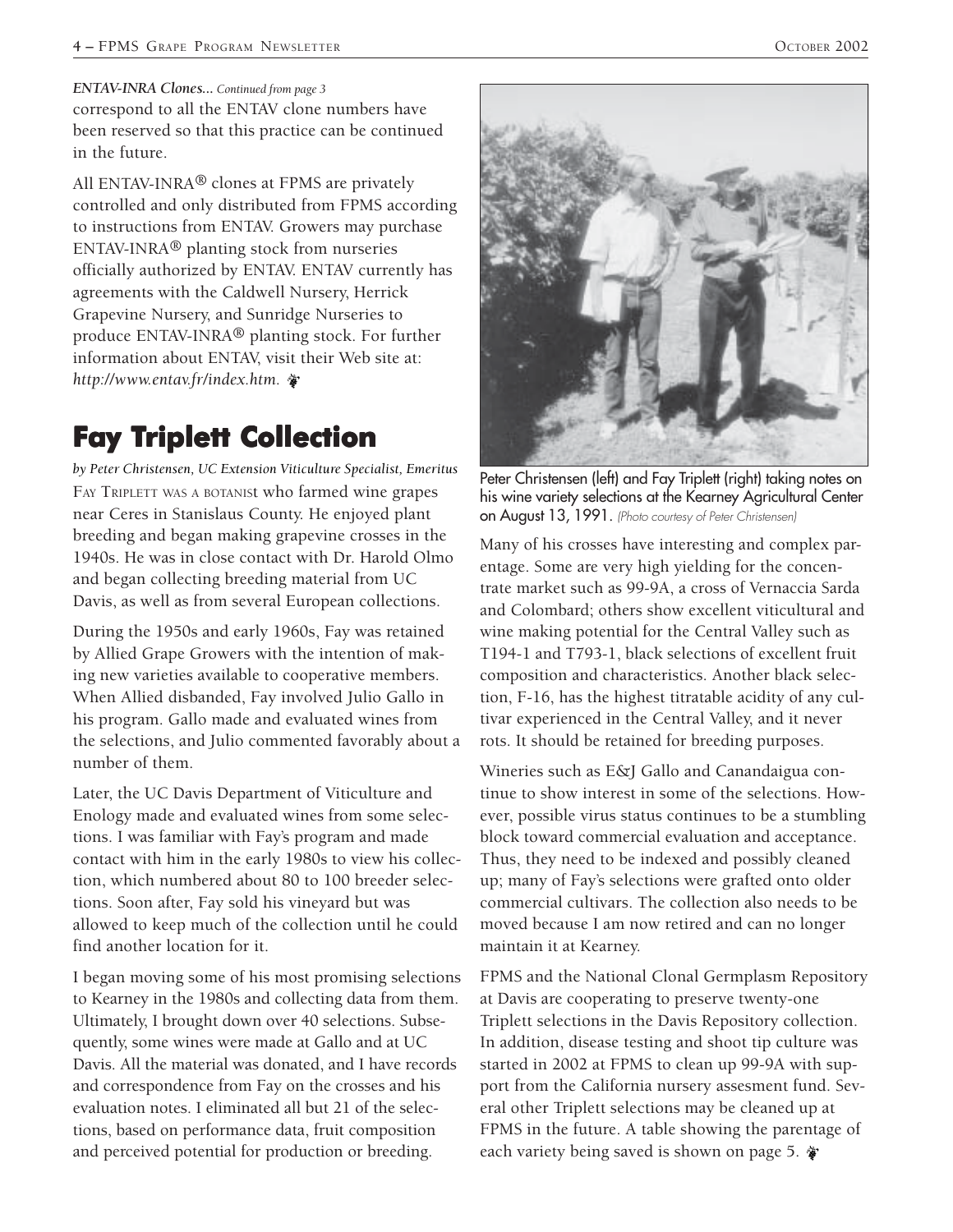*ENTAV-INRA Clones... Continued from page 3*

correspond to all the ENTAV clone numbers have been reserved so that this practice can be continued in the future.

All ENTAV-INRA® clones at FPMS are privately controlled and only distributed from FPMS according to instructions from ENTAV. Growers may purchase ENTAV-INRA® planting stock from nurseries officially authorized by ENTAV. ENTAV currently has agreements with the Caldwell Nursery, Herrick Grapevine Nursery, and Sunridge Nurseries to produce ENTAV-INRA® planting stock. For further information about ENTAV, visit their Web site at: *http://www.entav.fr/index.htm.*

# Fay Triplett Collection

*by Peter Christensen, UC Extension Viticulture Specialist, Emeritus*

FAY TRIPLETT WAS A BOTANIST who farmed wine grapes near Ceres in Stanislaus County. He enjoyed plant breeding and began making grapevine crosses in the 1940s. He was in close contact with Dr. Harold Olmo and began collecting breeding material from UC Davis, as well as from several European collections.

During the 1950s and early 1960s, Fay was retained by Allied Grape Growers with the intention of making new varieties available to cooperative members. When Allied disbanded, Fay involved Julio Gallo in his program. Gallo made and evaluated wines from the selections, and Julio commented favorably about a number of them.

Later, the UC Davis Department of Viticulture and Enology made and evaluated wines from some selections. I was familiar with Fay's program and made contact with him in the early 1980s to view his collection, which numbered about 80 to 100 breeder selections. Soon after, Fay sold his vineyard but was allowed to keep much of the collection until he could find another location for it.

I began moving some of his most promising selections to Kearney in the 1980s and collecting data from them. Ultimately, I brought down over 40 selections. Subsequently, some wines were made at Gallo and at UC Davis. All the material was donated, and I have records and correspondence from Fay on the crosses and his evaluation notes. I eliminated all but 21 of the selections, based on performance data, fruit composition and perceived potential for production or breeding.

Peter Christensen (left) and Fay Triplett (right) taking notes on his wine variety selections at the Kearney Agricultural Center on August 13, 1991. *(Photo courtesy of Peter Christensen)*

Many of his crosses have interesting and complex parentage. Some are very high yielding for the concentrate market such as 99-9A, a cross of Vernaccia Sarda and Colombard; others show excellent viticultural and wine making potential for the Central Valley such as T194-1 and T793-1, black selections of excellent fruit composition and characteristics. Another black selection, F-16, has the highest titratable acidity of any cultivar experienced in the Central Valley, and it never rots. It should be retained for breeding purposes.

Wineries such as E&J Gallo and Canandaigua continue to show interest in some of the selections. However, possible virus status continues to be a stumbling block toward commercial evaluation and acceptance. Thus, they need to be indexed and possibly cleaned up; many of Fay's selections were grafted onto older commercial cultivars. The collection also needs to be moved because I am now retired and can no longer maintain it at Kearney.

FPMS and the National Clonal Germplasm Repository at Davis are cooperating to preserve twenty-one Triplett selections in the Davis Repository collection. In addition, disease testing and shoot tip culture was started in 2002 at FPMS to clean up 99-9A with support from the California nursery assesment fund. Several other Triplett selections may be cleaned up at FPMS in the future. A table showing the parentage of each variety being saved is shown on page 5.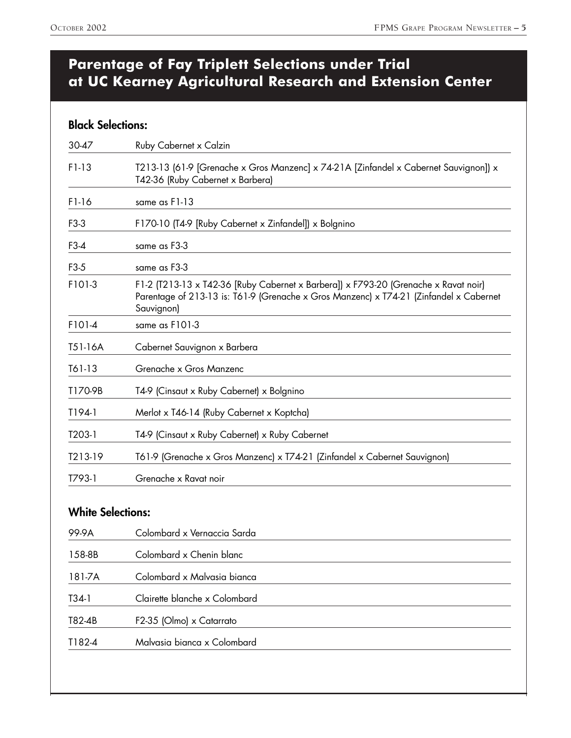## Parentage of Fay Triplett Selections under Trial at UC Kearney Agricultural Research and Extension Center

### Black Selections:

| | |
|---|---|
| 30-47 | Ruby Cabernet x Calzin |
| F1-13 | T213-13 (61-9 [Grenache x Gros Manzenc] x 74-21A [Zinfandel x Cabernet Sauvignon]) x T42-36 (Ruby Cabernet x Barbera) |
| F1-16 | same as F1-13 |
| F3-3 | F170-10 (T4-9 [Ruby Cabernet x Zinfandel]) x Bolgnino |
| F3-4 | same as F3-3 |
| F3-5 | same as F3-3 |
| F101-3 | F1-2 (T213-13 x T42-36 [Ruby Cabernet x Barbera]) x F793-20 (Grenache x Ravat noir) Parentage of 213-13 is: T61-9 (Grenache x Gros Manzenc) x T74-21 (Zinfandel x Cabernet Sauvignon) |
| F101-4 | same as F101-3 |
| T51-16A | Cabernet Sauvignon x Barbera |
| T61-13 | Grenache x Gros Manzenc |
| T170-9B | T4-9 (Cinsaut x Ruby Cabernet) x Bolgnino |
| T194-1 | Merlot x T46-14 (Ruby Cabernet x Koptcha) |
| T203-1 | T4-9 (Cinsaut x Ruby Cabernet) x Ruby Cabernet |
| T213-19 | T61-9 (Grenache x Gros Manzenc) x T74-21 (Zinfandel x Cabernet Sauvignon) |
| T793-1 | Grenache x Ravat noir |

### White Selections:

| | |
|---|---|
| 99-9A | Colombard x Vernaccia Sarda |
| 158-8B | Colombard x Chenin blanc |
| 181-7A | Colombard x Malvasia bianca |
| T34-1 | Clairette blanche x Colombard |
| T82-4B | F2-35 (Olmo) x Catarrato |
| T182-4 | Malvasia bianca x Colombard |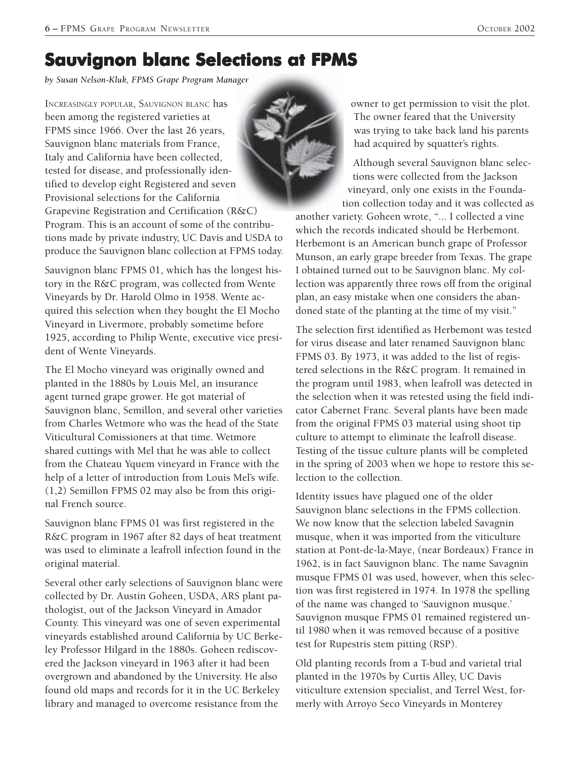# Sauvignon blanc Selections at FPMS

*by Susan Nelson-Kluk, FPMS Grape Program Manager*

INCREASINGLY POPULAR, SAUVIGNON BLANC has been among the registered varieties at FPMS since 1966. Over the last 26 years, Sauvignon blanc materials from France, Italy and California have been collected, tested for disease, and professionally identified to develop eight Registered and seven Provisional selections for the California Grapevine Registration and Certification (R&C) Program. This is an account of some of the contributions made by private industry, UC Davis and USDA to produce the Sauvignon blanc collection at FPMS today.

Sauvignon blanc FPMS 01, which has the longest history in the R&C program, was collected from Wente Vineyards by Dr. Harold Olmo in 1958. Wente acquired this selection when they bought the El Mocho Vineyard in Livermore, probably sometime before 1925, according to Philip Wente, executive vice president of Wente Vineyards.

The El Mocho vineyard was originally owned and planted in the 1880s by Louis Mel, an insurance agent turned grape grower. He got material of Sauvignon blanc, Semillon, and several other varieties from Charles Wetmore who was the head of the State Viticultural Comissioners at that time. Wetmore shared cuttings with Mel that he was able to collect from the Chateau Yquem vineyard in France with the help of a letter of introduction from Louis Mel's wife. (1,2) Semillon FPMS 02 may also be from this original French source.

Sauvignon blanc FPMS 01 was first registered in the R&C program in 1967 after 82 days of heat treatment was used to eliminate a leafroll infection found in the original material.

Several other early selections of Sauvignon blanc were collected by Dr. Austin Goheen, USDA, ARS plant pathologist, out of the Jackson Vineyard in Amador County. This vineyard was one of seven experimental vineyards established around California by UC Berkeley Professor Hilgard in the 1880s. Goheen rediscovered the Jackson vineyard in 1963 after it had been overgrown and abandoned by the University. He also found old maps and records for it in the UC Berkeley library and managed to overcome resistance from the owner to get permission to visit the plot. The owner feared that the University was trying to take back land his parents had acquired by squatter's rights.

Although several Sauvignon blanc selections were collected from the Jackson vineyard, only one exists in the Foundation collection today and it was collected as another variety. Goheen wrote, "... I collected a vine which the records indicated should be Herbemont. Herbemont is an American bunch grape of Professor Munson, an early grape breeder from Texas. The grape I obtained turned out to be Sauvignon blanc. My collection was apparently three rows off from the original plan, an easy mistake when one considers the abandoned state of the planting at the time of my visit."

The selection first identified as Herbemont was tested for virus disease and later renamed Sauvignon blanc FPMS 03. By 1973, it was added to the list of registered selections in the R&C program. It remained in the program until 1983, when leafroll was detected in the selection when it was retested using the field indicator Cabernet Franc. Several plants have been made from the original FPMS 03 material using shoot tip culture to attempt to eliminate the leafroll disease. Testing of the tissue culture plants will be completed in the spring of 2003 when we hope to restore this selection to the collection.

Identity issues have plagued one of the older Sauvignon blanc selections in the FPMS collection. We now know that the selection labeled Savagnin musque, when it was imported from the viticulture station at Pont-de-la-Maye, (near Bordeaux) France in 1962, is in fact Sauvignon blanc. The name Savagnin musque FPMS 01 was used, however, when this selection was first registered in 1974. In 1978 the spelling of the name was changed to 'Sauvignon musque.' Sauvignon musque FPMS 01 remained registered until 1980 when it was removed because of a positive test for Rupestris stem pitting (RSP).

Old planting records from a T-bud and varietal trial planted in the 1970s by Curtis Alley, UC Davis viticulture extension specialist, and Terrel West, formerly with Arroyo Seco Vineyards in Monterey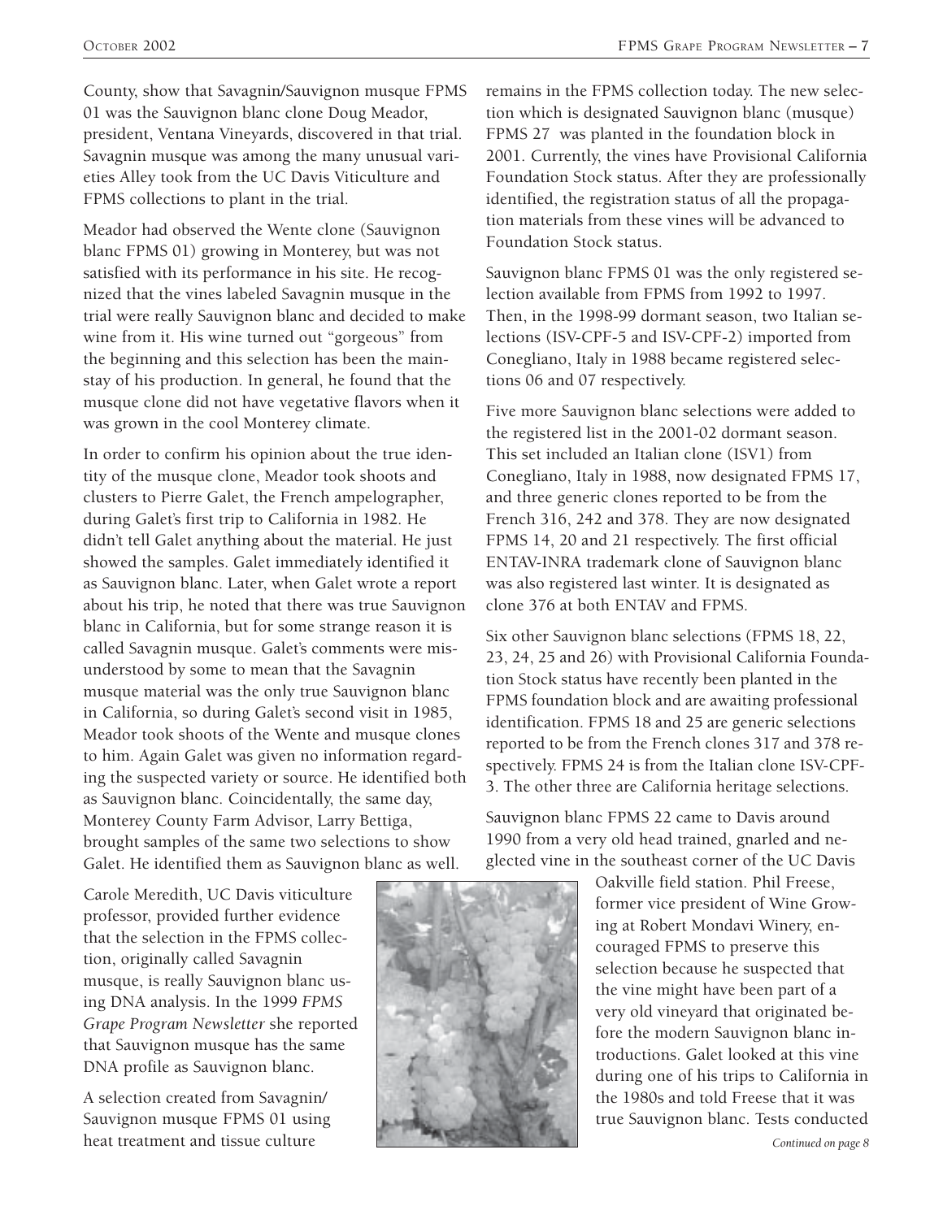County, show that Savagnin/Sauvignon musque FPMS 01 was the Sauvignon blanc clone Doug Meador, president, Ventana Vineyards, discovered in that trial. Savagnin musque was among the many unusual varieties Alley took from the UC Davis Viticulture and FPMS collections to plant in the trial.

Meador had observed the Wente clone (Sauvignon blanc FPMS 01) growing in Monterey, but was not satisfied with its performance in his site. He recognized that the vines labeled Savagnin musque in the trial were really Sauvignon blanc and decided to make wine from it. His wine turned out "gorgeous" from the beginning and this selection has been the mainstay of his production. In general, he found that the musque clone did not have vegetative flavors when it was grown in the cool Monterey climate.

In order to confirm his opinion about the true identity of the musque clone, Meador took shoots and clusters to Pierre Galet, the French ampelographer, during Galet's first trip to California in 1982. He didn't tell Galet anything about the material. He just showed the samples. Galet immediately identified it as Sauvignon blanc. Later, when Galet wrote a report about his trip, he noted that there was true Sauvignon blanc in California, but for some strange reason it is called Savagnin musque. Galet's comments were misunderstood by some to mean that the Savagnin musque material was the only true Sauvignon blanc in California, so during Galet's second visit in 1985, Meador took shoots of the Wente and musque clones to him. Again Galet was given no information regarding the suspected variety or source. He identified both as Sauvignon blanc. Coincidentally, the same day, Monterey County Farm Advisor, Larry Bettiga, brought samples of the same two selections to show Galet. He identified them as Sauvignon blanc as well.

Carole Meredith, UC Davis viticulture professor, provided further evidence that the selection in the FPMS collection, originally called Savagnin musque, is really Sauvignon blanc using DNA analysis. In the 1999 *FPMS Grape Program Newsletter* she reported that Sauvignon musque has the same DNA profile as Sauvignon blanc.

A selection created from Savagnin/Sauvignon musque FPMS 01 using heat treatment and tissue culture remains in the FPMS collection today. The new selection which is designated Sauvignon blanc (musque) FPMS 27 was planted in the foundation block in 2001. Currently, the vines have Provisional California Foundation Stock status. After they are professionally identified, the registration status of all the propagation materials from these vines will be advanced to Foundation Stock status.

Sauvignon blanc FPMS 01 was the only registered selection available from FPMS from 1992 to 1997. Then, in the 1998-99 dormant season, two Italian selections (ISV-CPF-5 and ISV-CPF-2) imported from Conegliano, Italy in 1988 became registered selections 06 and 07 respectively.

Five more Sauvignon blanc selections were added to the registered list in the 2001-02 dormant season. This set included an Italian clone (ISV1) from Conegliano, Italy in 1988, now designated FPMS 17, and three generic clones reported to be from the French 316, 242 and 378. They are now designated FPMS 14, 20 and 21 respectively. The first official ENTAV-INRA trademark clone of Sauvignon blanc was also registered last winter. It is designated as clone 376 at both ENTAV and FPMS.

Six other Sauvignon blanc selections (FPMS 18, 22, 23, 24, 25 and 26) with Provisional California Foundation Stock status have recently been planted in the FPMS foundation block and are awaiting professional identification. FPMS 18 and 25 are generic selections reported to be from the French clones 317 and 378 respectively. FPMS 24 is from the Italian clone ISV-CPF-3. The other three are California heritage selections.

Sauvignon blanc FPMS 22 came to Davis around 1990 from a very old head trained, gnarled and neglected vine in the southeast corner of the UC Davis Oakville field station. Phil Freese, former vice president of Wine Growing at Robert Mondavi Winery, encouraged FPMS to preserve this selection because he suspected that the vine might have been part of a very old vineyard that originated before the modern Sauvignon blanc introductions. Galet looked at this vine during one of his trips to California in the 1980s and told Freese that it was true Sauvignon blanc. Tests conducted

*Continued on page 8*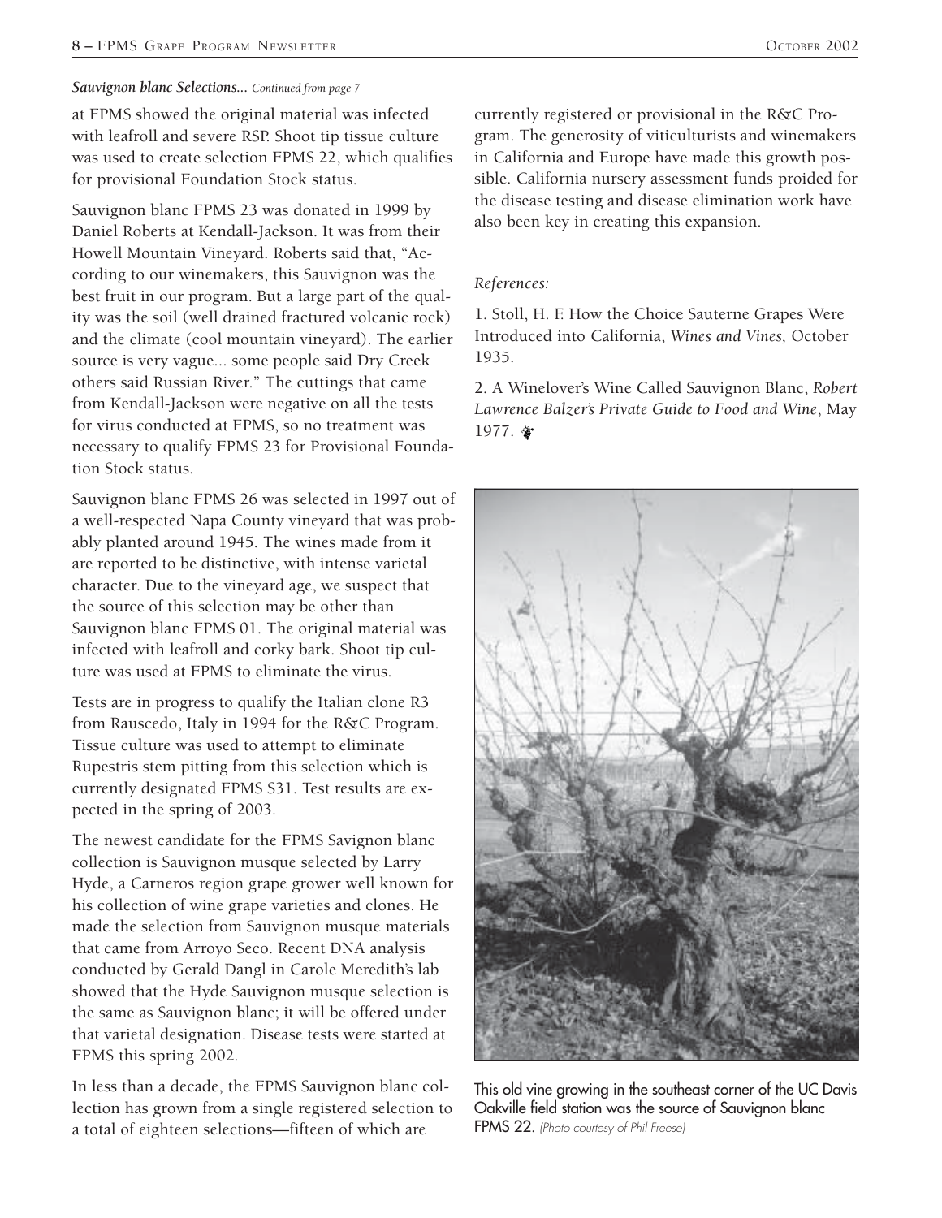*Sauvignon blanc Selections... Continued from page 7*

at FPMS showed the original material was infected with leafroll and severe RSP. Shoot tip tissue culture was used to create selection FPMS 22, which qualifies for provisional Foundation Stock status.

Sauvignon blanc FPMS 23 was donated in 1999 by Daniel Roberts at Kendall-Jackson. It was from their Howell Mountain Vineyard. Roberts said that, "According to our winemakers, this Sauvignon was the best fruit in our program. But a large part of the quality was the soil (well drained fractured volcanic rock) and the climate (cool mountain vineyard). The earlier source is very vague... some people said Dry Creek others said Russian River." The cuttings that came from Kendall-Jackson were negative on all the tests for virus conducted at FPMS, so no treatment was necessary to qualify FPMS 23 for Provisional Foundation Stock status.

Sauvignon blanc FPMS 26 was selected in 1997 out of a well-respected Napa County vineyard that was probably planted around 1945. The wines made from it are reported to be distinctive, with intense varietal character. Due to the vineyard age, we suspect that the source of this selection may be other than Sauvignon blanc FPMS 01. The original material was infected with leafroll and corky bark. Shoot tip culture was used at FPMS to eliminate the virus.

Tests are in progress to qualify the Italian clone R3 from Rauscedo, Italy in 1994 for the R&C Program. Tissue culture was used to attempt to eliminate Rupestris stem pitting from this selection which is currently designated FPMS S31. Test results are expected in the spring of 2003.

The newest candidate for the FPMS Savignon blanc collection is Sauvignon musque selected by Larry Hyde, a Carneros region grape grower well known for his collection of wine grape varieties and clones. He made the selection from Sauvignon musque materials that came from Arroyo Seco. Recent DNA analysis conducted by Gerald Dangl in Carole Meredith's lab showed that the Hyde Sauvignon musque selection is the same as Sauvignon blanc; it will be offered under that varietal designation. Disease tests were started at FPMS this spring 2002.

In less than a decade, the FPMS Sauvignon blanc collection has grown from a single registered selection to a total of eighteen selections—fifteen of which are currently registered or provisional in the R&C Program. The generosity of viticulturists and winemakers in California and Europe have made this growth possible. California nursery assessment funds proided for the disease testing and disease elimination work have also been key in creating this expansion.

*References:*

1. Stoll, H. F. How the Choice Sauterne Grapes Were Introduced into California, *Wines and Vines,* October 1935.

2. A Winelover's Wine Called Sauvignon Blanc, *Robert Lawrence Balzer's Private Guide to Food and Wine*, May 1977.

This old vine growing in the southeast corner of the UC Davis Oakville field station was the source of Sauvignon blanc FPMS 22. *(Photo courtesy of Phil Freese)*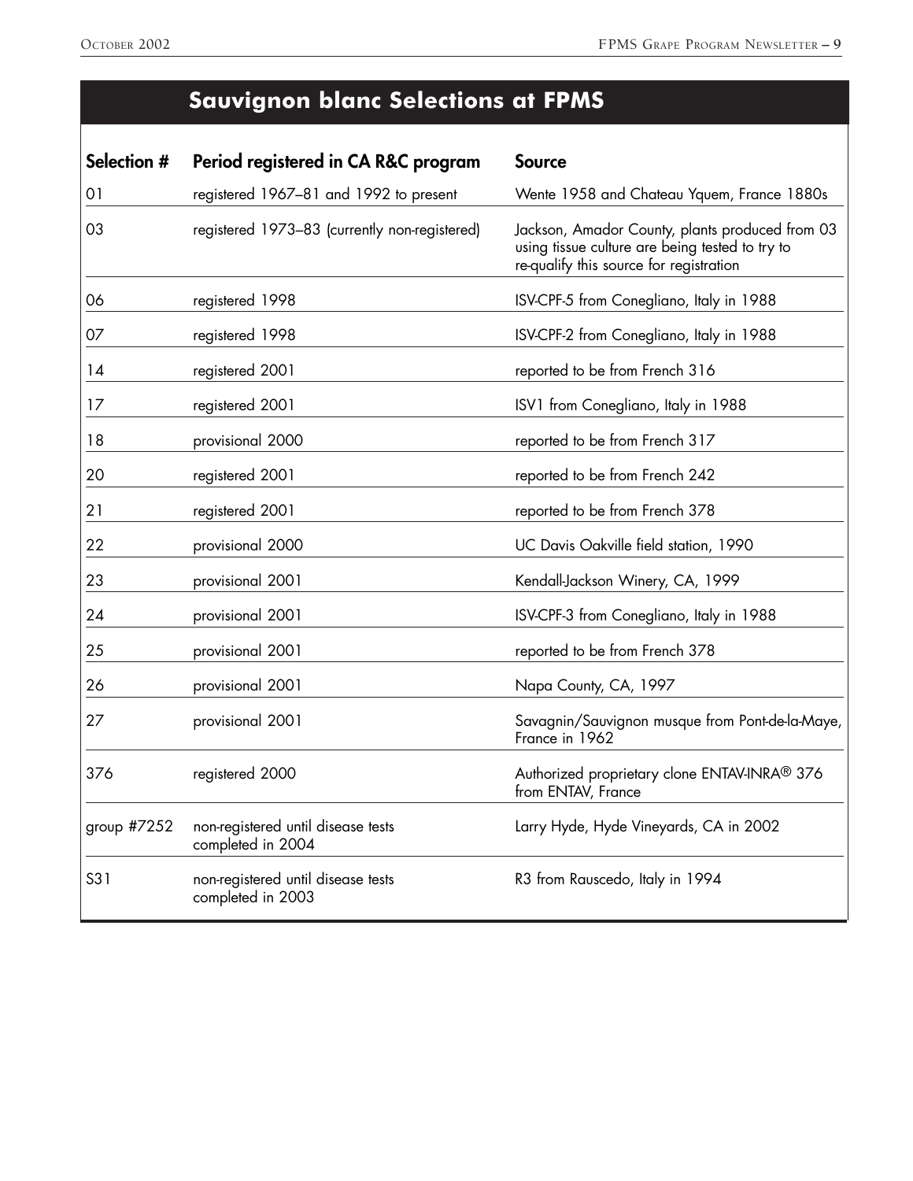## Sauvignon blanc Selections at FPMS

| Selection # | Period registered in CA R&C program | Source |
|---|---|---|
| 01 | registered 1967–81 and 1992 to present | Wente 1958 and Chateau Yquem, France 1880s |
| 03 | registered 1973–83 (currently non-registered) | Jackson, Amador County, plants produced from 03 using tissue culture are being tested to try to re-qualify this source for registration |
| 06 | registered 1998 | ISV-CPF-5 from Conegliano, Italy in 1988 |
| 07 | registered 1998 | ISV-CPF-2 from Conegliano, Italy in 1988 |
| 14 | registered 2001 | reported to be from French 316 |
| 17 | registered 2001 | ISV1 from Conegliano, Italy in 1988 |
| 18 | provisional 2000 | reported to be from French 317 |
| 20 | registered 2001 | reported to be from French 242 |
| 21 | registered 2001 | reported to be from French 378 |
| 22 | provisional 2000 | UC Davis Oakville field station, 1990 |
| 23 | provisional 2001 | Kendall-Jackson Winery, CA, 1999 |
| 24 | provisional 2001 | ISV-CPF-3 from Conegliano, Italy in 1988 |
| 25 | provisional 2001 | reported to be from French 378 |
| 26 | provisional 2001 | Napa County, CA, 1997 |
| 27 | provisional 2001 | Savagnin/Sauvignon musque from Pont-de-la-Maye, France in 1962 |
| 376 | registered 2000 | Authorized proprietary clone ENTAV-INRA® 376 from ENTAV, France |
| group #7252 | non-registered until disease tests completed in 2004 | Larry Hyde, Hyde Vineyards, CA in 2002 |
| S31 | non-registered until disease tests completed in 2003 | R3 from Rauscedo, Italy in 1994 |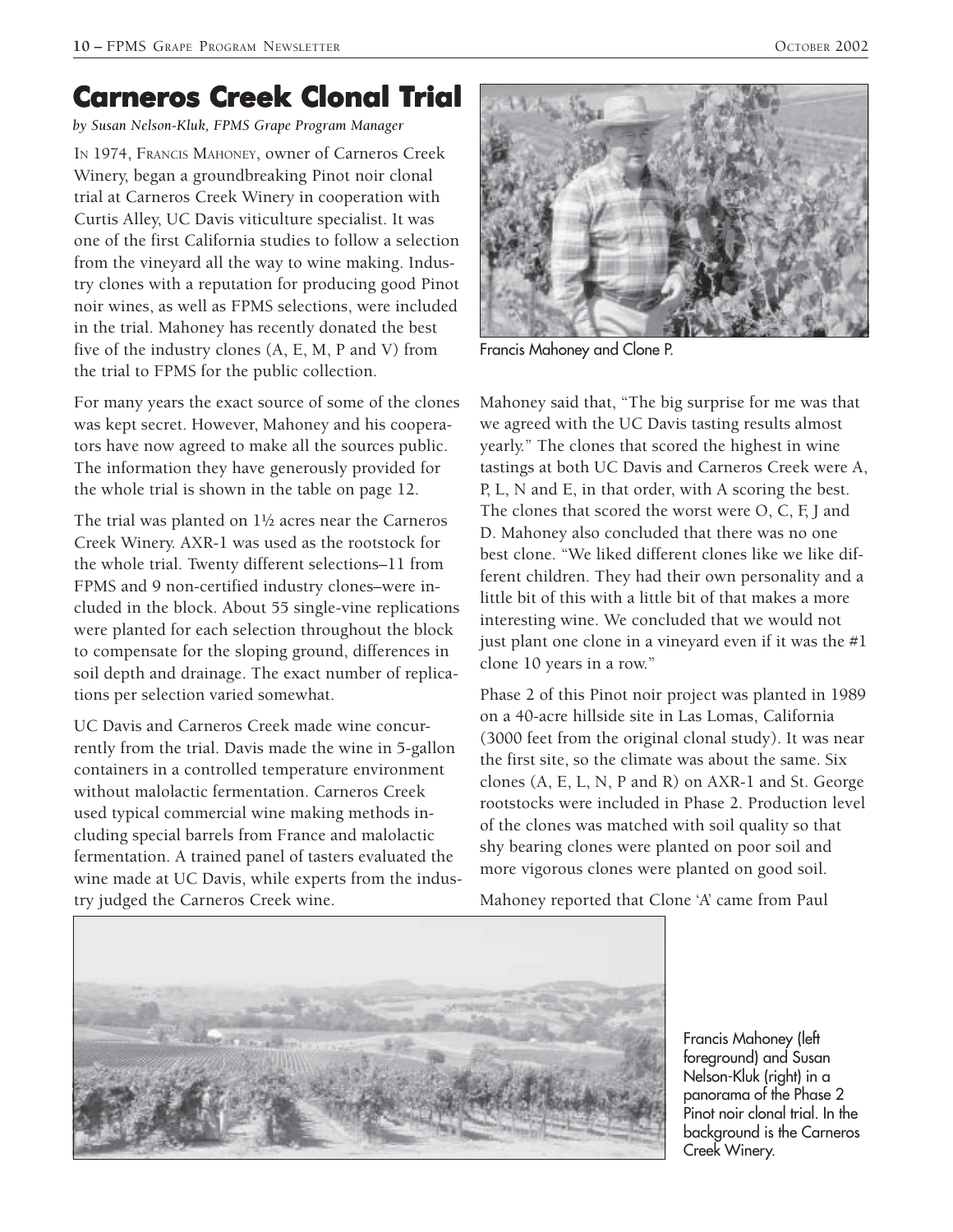# Carneros Creek Clonal Trial

*by Susan Nelson-Kluk, FPMS Grape Program Manager*

IN 1974, FRANCIS MAHONEY, owner of Carneros Creek Winery, began a groundbreaking Pinot noir clonal trial at Carneros Creek Winery in cooperation with Curtis Alley, UC Davis viticulture specialist. It was one of the first California studies to follow a selection from the vineyard all the way to wine making. Industry clones with a reputation for producing good Pinot noir wines, as well as FPMS selections, were included in the trial. Mahoney has recently donated the best five of the industry clones (A, E, M, P and V) from the trial to FPMS for the public collection.

For many years the exact source of some of the clones was kept secret. However, Mahoney and his cooperators have now agreed to make all the sources public. The information they have generously provided for the whole trial is shown in the table on page 12.

The trial was planted on 1½ acres near the Carneros Creek Winery. AXR-1 was used as the rootstock for the whole trial. Twenty different selections–11 from FPMS and 9 non-certified industry clones–were included in the block. About 55 single-vine replications were planted for each selection throughout the block to compensate for the sloping ground, differences in soil depth and drainage. The exact number of replications per selection varied somewhat.

UC Davis and Carneros Creek made wine concurrently from the trial. Davis made the wine in 5-gallon containers in a controlled temperature environment without malolactic fermentation. Carneros Creek used typical commercial wine making methods including special barrels from France and malolactic fermentation. A trained panel of tasters evaluated the wine made at UC Davis, while experts from the industry judged the Carneros Creek wine.

Francis Mahoney and Clone P.

Mahoney said that, "The big surprise for me was that we agreed with the UC Davis tasting results almost yearly." The clones that scored the highest in wine tastings at both UC Davis and Carneros Creek were A, P, L, N and E, in that order, with A scoring the best. The clones that scored the worst were O, C, F, J and D. Mahoney also concluded that there was no one best clone. "We liked different clones like we like different children. They had their own personality and a little bit of this with a little bit of that makes a more interesting wine. We concluded that we would not just plant one clone in a vineyard even if it was the #1 clone 10 years in a row."

Phase 2 of this Pinot noir project was planted in 1989 on a 40-acre hillside site in Las Lomas, California (3000 feet from the original clonal study). It was near the first site, so the climate was about the same. Six clones (A, E, L, N, P and R) on AXR-1 and St. George rootstocks were included in Phase 2. Production level of the clones was matched with soil quality so that shy bearing clones were planted on poor soil and more vigorous clones were planted on good soil.

Mahoney reported that Clone 'A' came from Paul

Francis Mahoney (left foreground) and Susan Nelson-Kluk (right) in a panorama of the Phase 2 Pinot noir clonal trial. In the background is the Carneros Creek Winery.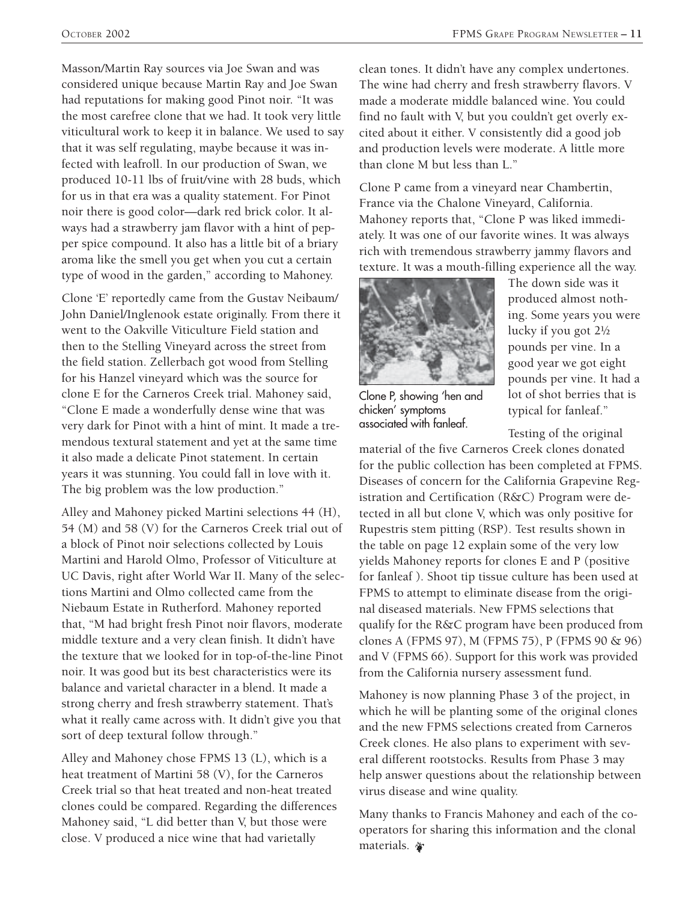Masson/Martin Ray sources via Joe Swan and was considered unique because Martin Ray and Joe Swan had reputations for making good Pinot noir. "It was the most carefree clone that we had. It took very little viticultural work to keep it in balance. We used to say that it was self regulating, maybe because it was infected with leafroll. In our production of Swan, we produced 10-11 lbs of fruit/vine with 28 buds, which for us in that era was a quality statement. For Pinot noir there is good color—dark red brick color. It always had a strawberry jam flavor with a hint of pepper spice compound. It also has a little bit of a briary aroma like the smell you get when you cut a certain type of wood in the garden," according to Mahoney.

Clone 'E' reportedly came from the Gustav Neibaum/John Daniel/Inglenook estate originally. From there it went to the Oakville Viticulture Field station and then to the Stelling Vineyard across the street from the field station. Zellerbach got wood from Stelling for his Hanzel vineyard which was the source for clone E for the Carneros Creek trial. Mahoney said, "Clone E made a wonderfully dense wine that was very dark for Pinot with a hint of mint. It made a tremendous textural statement and yet at the same time it also made a delicate Pinot statement. In certain years it was stunning. You could fall in love with it. The big problem was the low production."

Alley and Mahoney picked Martini selections 44 (H), 54 (M) and 58 (V) for the Carneros Creek trial out of a block of Pinot noir selections collected by Louis Martini and Harold Olmo, Professor of Viticulture at UC Davis, right after World War II. Many of the selections Martini and Olmo collected came from the Niebaum Estate in Rutherford. Mahoney reported that, "M had bright fresh Pinot noir flavors, moderate middle texture and a very clean finish. It didn't have the texture that we looked for in top-of-the-line Pinot noir. It was good but its best characteristics were its balance and varietal character in a blend. It made a strong cherry and fresh strawberry statement. That's what it really came across with. It didn't give you that sort of deep textural follow through."

Alley and Mahoney chose FPMS 13 (L), which is a heat treatment of Martini 58 (V), for the Carneros Creek trial so that heat treated and non-heat treated clones could be compared. Regarding the differences Mahoney said, "L did better than V, but those were close. V produced a nice wine that had varietally clean tones. It didn't have any complex undertones. The wine had cherry and fresh strawberry flavors. V made a moderate middle balanced wine. You could find no fault with V, but you couldn't get overly excited about it either. V consistently did a good job and production levels were moderate. A little more than clone M but less than L."

Clone P came from a vineyard near Chambertin, France via the Chalone Vineyard, California. Mahoney reports that, "Clone P was liked immediately. It was one of our favorite wines. It was always rich with tremendous strawberry jammy flavors and texture. It was a mouth-filling experience all the way. The down side was it produced almost nothing. Some years you were lucky if you got 2½ pounds per vine. In a good year we got eight pounds per vine. It had a lot of shot berries that is typical for fanleaf."

Clone P, showing 'hen and chicken' symptoms associated with fanleaf.

Testing of the original material of the five Carneros Creek clones donated for the public collection has been completed at FPMS. Diseases of concern for the California Grapevine Registration and Certification (R&C) Program were detected in all but clone V, which was only positive for Rupestris stem pitting (RSP). Test results shown in the table on page 12 explain some of the very low yields Mahoney reports for clones E and P (positive for fanleaf ). Shoot tip tissue culture has been used at FPMS to attempt to eliminate disease from the original diseased materials. New FPMS selections that qualify for the R&C program have been produced from clones A (FPMS 97), M (FPMS 75), P (FPMS 90 & 96) and V (FPMS 66). Support for this work was provided from the California nursery assessment fund.

Mahoney is now planning Phase 3 of the project, in which he will be planting some of the original clones and the new FPMS selections created from Carneros Creek clones. He also plans to experiment with several different rootstocks. Results from Phase 3 may help answer questions about the relationship between virus disease and wine quality.

Many thanks to Francis Mahoney and each of the cooperators for sharing this information and the clonal materials.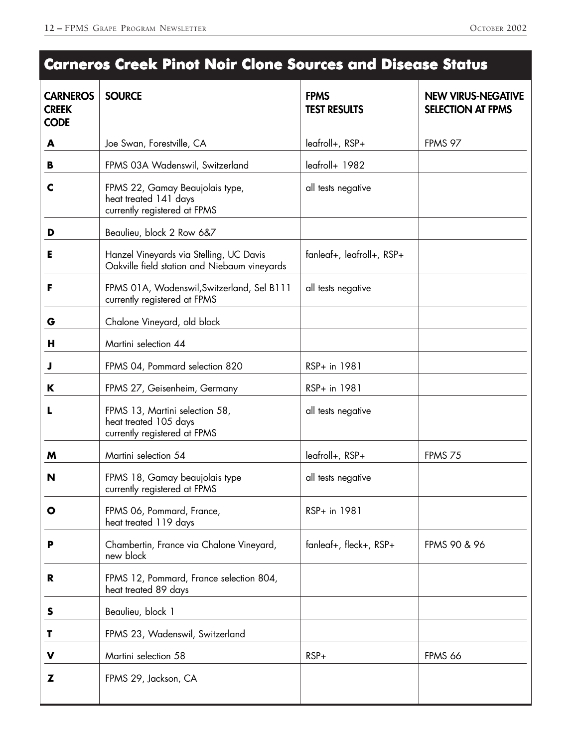# Carneros Creek Pinot Noir Clone Sources and Disease Status

| CARNEROS CREEK CODE | SOURCE | FPMS TEST RESULTS | NEW VIRUS-NEGATIVE SELECTION AT FPMS |
|---|---|---|---|
| **A** | Joe Swan, Forestville, CA | leafroll+, RSP+ | FPMS 97 |
| **B** | FPMS 03A Wadenswil, Switzerland | leafroll+ 1982 | |
| **C** | FPMS 22, Gamay Beaujolais type, heat treated 141 days currently registered at FPMS | all tests negative | |
| **D** | Beaulieu, block 2 Row 6&7 | | |
| **E** | Hanzel Vineyards via Stelling, UC Davis Oakville field station and Niebaum vineyards | fanleaf+, leafroll+, RSP+ | |
| **F** | FPMS 01A, Wadenswil,Switzerland, Sel B111 currently registered at FPMS | all tests negative | |
| **G** | Chalone Vineyard, old block | | |
| **H** | Martini selection 44 | | |
| **J** | FPMS 04, Pommard selection 820 | RSP+ in 1981 | |
| **K** | FPMS 27, Geisenheim, Germany | RSP+ in 1981 | |
| **L** | FPMS 13, Martini selection 58, heat treated 105 days currently registered at FPMS | all tests negative | |
| **M** | Martini selection 54 | leafroll+, RSP+ | FPMS 75 |
| **N** | FPMS 18, Gamay beaujolais type currently registered at FPMS | all tests negative | |
| **O** | FPMS 06, Pommard, France, heat treated 119 days | RSP+ in 1981 | |
| **P** | Chambertin, France via Chalone Vineyard, new block | fanleaf+, fleck+, RSP+ | FPMS 90 & 96 |
| **R** | FPMS 12, Pommard, France selection 804, heat treated 89 days | | |
| **S** | Beaulieu, block 1 | | |
| **T** | FPMS 23, Wadenswil, Switzerland | | |
| **V** | Martini selection 58 | RSP+ | FPMS 66 |
| **Z** | FPMS 29, Jackson, CA | | |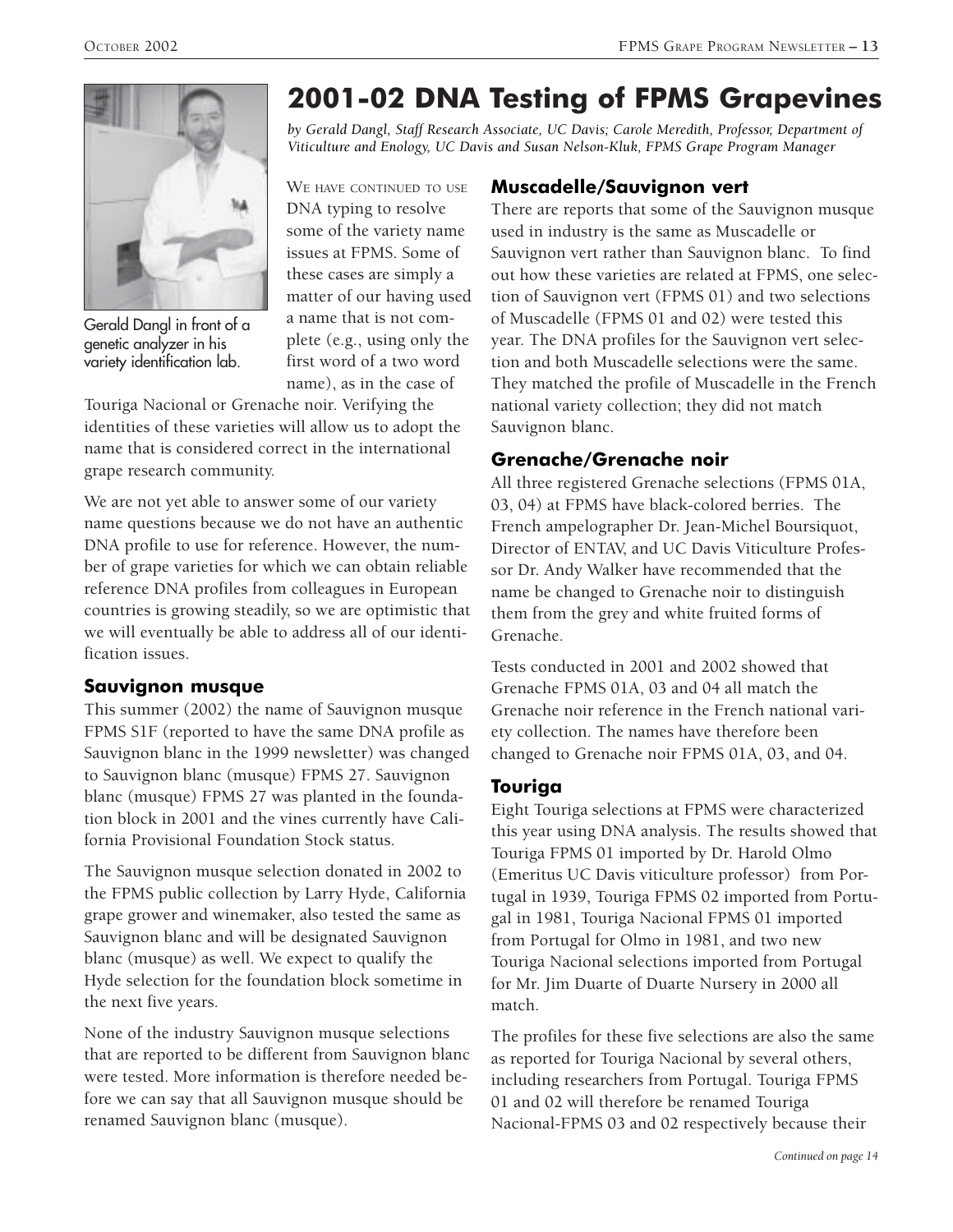# 2001-02 DNA Testing of FPMS Grapevines

*by Gerald Dangl, Staff Research Associate, UC Davis; Carole Meredith, Professor, Department of Viticulture and Enology, UC Davis and Susan Nelson-Kluk, FPMS Grape Program Manager*

Gerald Dangl in front of a genetic analyzer in his variety identification lab.

We have continued to use DNA typing to resolve some of the variety name issues at FPMS. Some of these cases are simply a matter of our having used a name that is not complete (e.g., using only the first word of a two word name), as in the case of Touriga Nacional or Grenache noir. Verifying the identities of these varieties will allow us to adopt the name that is considered correct in the international grape research community.

We are not yet able to answer some of our variety name questions because we do not have an authentic DNA profile to use for reference. However, the number of grape varieties for which we can obtain reliable reference DNA profiles from colleagues in European countries is growing steadily, so we are optimistic that we will eventually be able to address all of our identification issues.

## Sauvignon musque

This summer (2002) the name of Sauvignon musque FPMS S1F (reported to have the same DNA profile as Sauvignon blanc in the 1999 newsletter) was changed to Sauvignon blanc (musque) FPMS 27. Sauvignon blanc (musque) FPMS 27 was planted in the foundation block in 2001 and the vines currently have California Provisional Foundation Stock status.

The Sauvignon musque selection donated in 2002 to the FPMS public collection by Larry Hyde, California grape grower and winemaker, also tested the same as Sauvignon blanc and will be designated Sauvignon blanc (musque) as well. We expect to qualify the Hyde selection for the foundation block sometime in the next five years.

None of the industry Sauvignon musque selections that are reported to be different from Sauvignon blanc were tested. More information is therefore needed before we can say that all Sauvignon musque should be renamed Sauvignon blanc (musque).

## Muscadelle/Sauvignon vert

There are reports that some of the Sauvignon musque used in industry is the same as Muscadelle or Sauvignon vert rather than Sauvignon blanc. To find out how these varieties are related at FPMS, one selection of Sauvignon vert (FPMS 01) and two selections of Muscadelle (FPMS 01 and 02) were tested this year. The DNA profiles for the Sauvignon vert selection and both Muscadelle selections were the same. They matched the profile of Muscadelle in the French national variety collection; they did not match Sauvignon blanc.

## Grenache/Grenache noir

All three registered Grenache selections (FPMS 01A, 03, 04) at FPMS have black-colored berries. The French ampelographer Dr. Jean-Michel Boursiquot, Director of ENTAV, and UC Davis Viticulture Professor Dr. Andy Walker have recommended that the name be changed to Grenache noir to distinguish them from the grey and white fruited forms of Grenache.

Tests conducted in 2001 and 2002 showed that Grenache FPMS 01A, 03 and 04 all match the Grenache noir reference in the French national variety collection. The names have therefore been changed to Grenache noir FPMS 01A, 03, and 04.

## Touriga

Eight Touriga selections at FPMS were characterized this year using DNA analysis. The results showed that Touriga FPMS 01 imported by Dr. Harold Olmo (Emeritus UC Davis viticulture professor) from Portugal in 1939, Touriga FPMS 02 imported from Portugal in 1981, Touriga Nacional FPMS 01 imported from Portugal for Olmo in 1981, and two new Touriga Nacional selections imported from Portugal for Mr. Jim Duarte of Duarte Nursery in 2000 all match.

The profiles for these five selections are also the same as reported for Touriga Nacional by several others, including researchers from Portugal. Touriga FPMS 01 and 02 will therefore be renamed Touriga Nacional-FPMS 03 and 02 respectively because their

*Continued on page 14*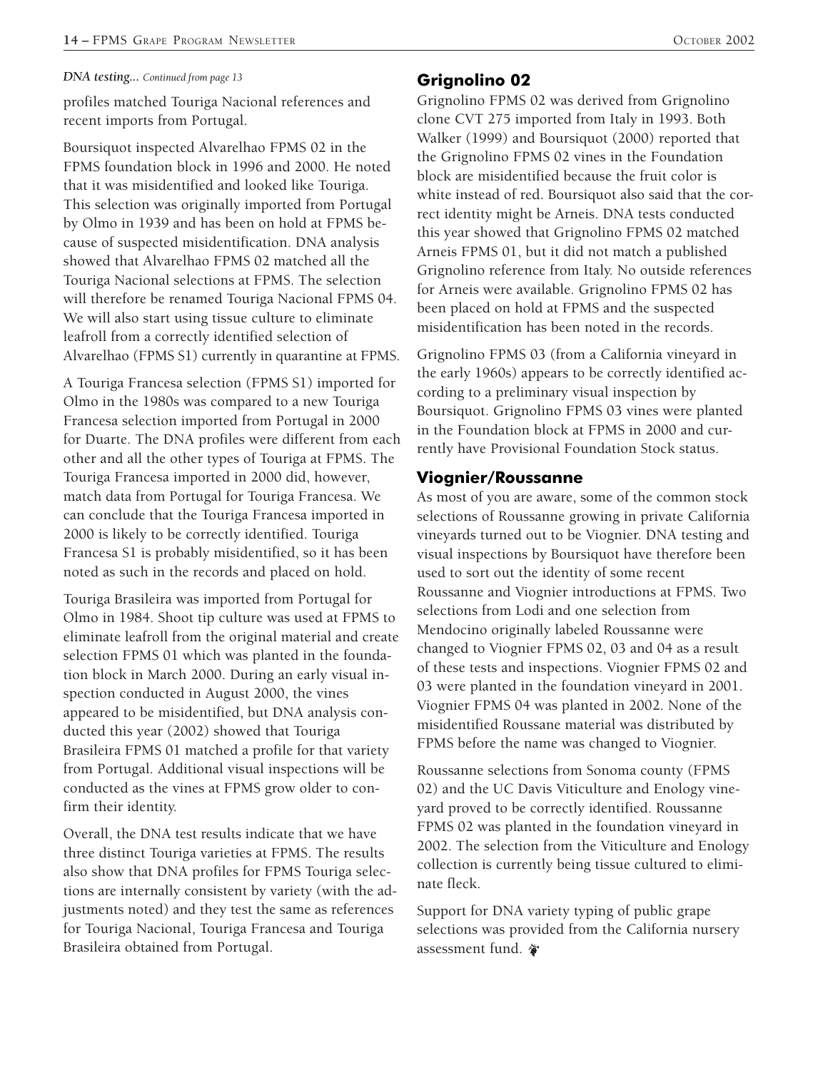*DNA testing... Continued from page 13*

profiles matched Touriga Nacional references and recent imports from Portugal.

Boursiquot inspected Alvarelhao FPMS 02 in the FPMS foundation block in 1996 and 2000. He noted that it was misidentified and looked like Touriga. This selection was originally imported from Portugal by Olmo in 1939 and has been on hold at FPMS because of suspected misidentification. DNA analysis showed that Alvarelhao FPMS 02 matched all the Touriga Nacional selections at FPMS. The selection will therefore be renamed Touriga Nacional FPMS 04. We will also start using tissue culture to eliminate leafroll from a correctly identified selection of Alvarelhao (FPMS S1) currently in quarantine at FPMS.

A Touriga Francesa selection (FPMS S1) imported for Olmo in the 1980s was compared to a new Touriga Francesa selection imported from Portugal in 2000 for Duarte. The DNA profiles were different from each other and all the other types of Touriga at FPMS. The Touriga Francesa imported in 2000 did, however, match data from Portugal for Touriga Francesa. We can conclude that the Touriga Francesa imported in 2000 is likely to be correctly identified. Touriga Francesa S1 is probably misidentified, so it has been noted as such in the records and placed on hold.

Touriga Brasileira was imported from Portugal for Olmo in 1984. Shoot tip culture was used at FPMS to eliminate leafroll from the original material and create selection FPMS 01 which was planted in the foundation block in March 2000. During an early visual inspection conducted in August 2000, the vines appeared to be misidentified, but DNA analysis conducted this year (2002) showed that Touriga Brasileira FPMS 01 matched a profile for that variety from Portugal. Additional visual inspections will be conducted as the vines at FPMS grow older to confirm their identity.

Overall, the DNA test results indicate that we have three distinct Touriga varieties at FPMS. The results also show that DNA profiles for FPMS Touriga selections are internally consistent by variety (with the adjustments noted) and they test the same as references for Touriga Nacional, Touriga Francesa and Touriga Brasileira obtained from Portugal.

## Grignolino 02

Grignolino FPMS 02 was derived from Grignolino clone CVT 275 imported from Italy in 1993. Both Walker (1999) and Boursiquot (2000) reported that the Grignolino FPMS 02 vines in the Foundation block are misidentified because the fruit color is white instead of red. Boursiquot also said that the correct identity might be Arneis. DNA tests conducted this year showed that Grignolino FPMS 02 matched Arneis FPMS 01, but it did not match a published Grignolino reference from Italy. No outside references for Arneis were available. Grignolino FPMS 02 has been placed on hold at FPMS and the suspected misidentification has been noted in the records.

Grignolino FPMS 03 (from a California vineyard in the early 1960s) appears to be correctly identified according to a preliminary visual inspection by Boursiquot. Grignolino FPMS 03 vines were planted in the Foundation block at FPMS in 2000 and currently have Provisional Foundation Stock status.

## Viognier/Roussanne

As most of you are aware, some of the common stock selections of Roussanne growing in private California vineyards turned out to be Viognier. DNA testing and visual inspections by Boursiquot have therefore been used to sort out the identity of some recent Roussanne and Viognier introductions at FPMS. Two selections from Lodi and one selection from Mendocino originally labeled Roussanne were changed to Viognier FPMS 02, 03 and 04 as a result of these tests and inspections. Viognier FPMS 02 and 03 were planted in the foundation vineyard in 2001. Viognier FPMS 04 was planted in 2002. None of the misidentified Roussane material was distributed by FPMS before the name was changed to Viognier.

Roussanne selections from Sonoma county (FPMS 02) and the UC Davis Viticulture and Enology vineyard proved to be correctly identified. Roussanne FPMS 02 was planted in the foundation vineyard in 2002. The selection from the Viticulture and Enology collection is currently being tissue cultured to eliminate fleck.

Support for DNA variety typing of public grape selections was provided from the California nursery assessment fund.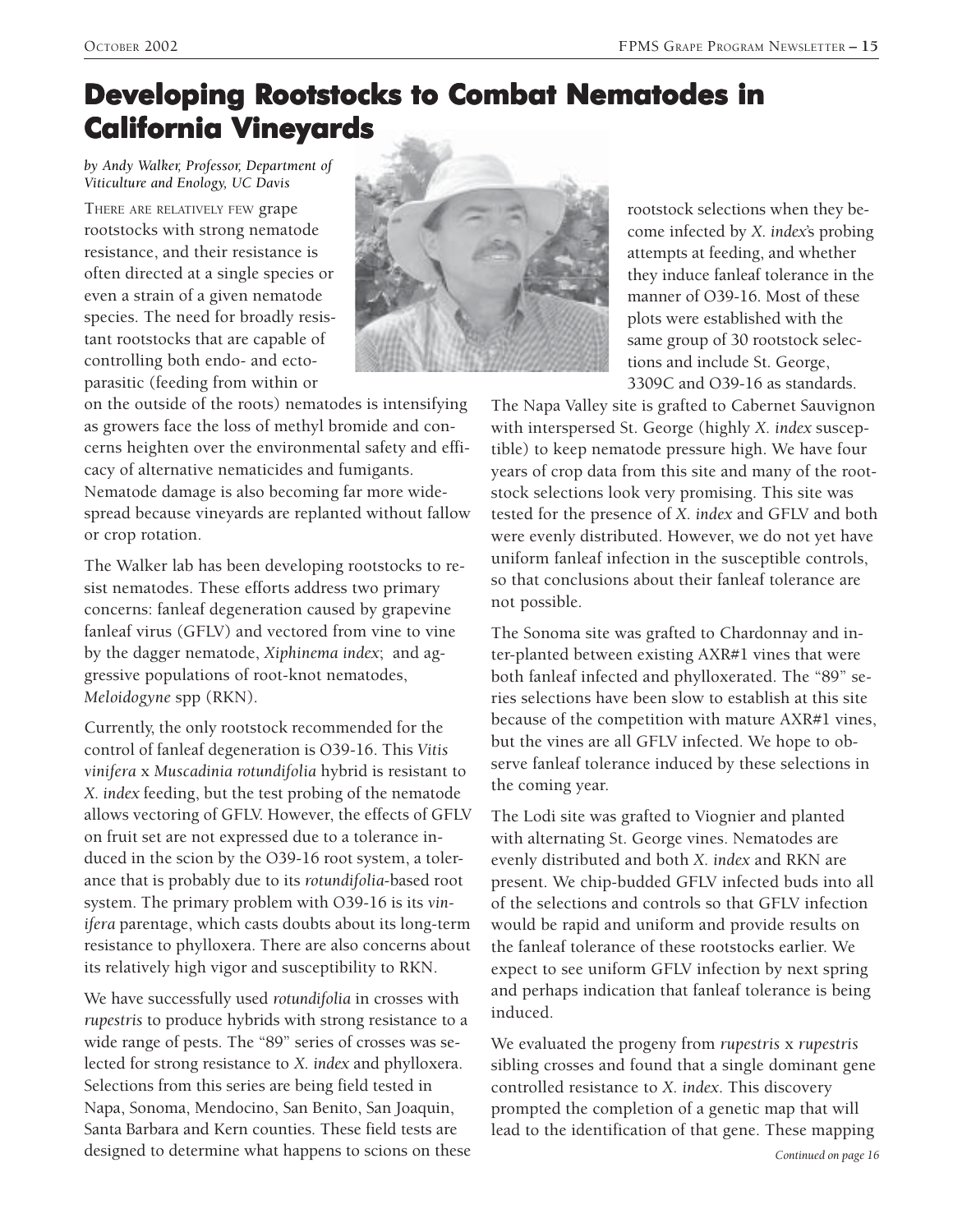# Developing Rootstocks to Combat Nematodes in California Vineyards

*by Andy Walker, Professor, Department of Viticulture and Enology, UC Davis*

THERE ARE RELATIVELY FEW grape rootstocks with strong nematode resistance, and their resistance is often directed at a single species or even a strain of a given nematode species. The need for broadly resistant rootstocks that are capable of controlling both endo- and ectoparasitic (feeding from within or on the outside of the roots) nematodes is intensifying as growers face the loss of methyl bromide and concerns heighten over the environmental safety and efficacy of alternative nematicides and fumigants. Nematode damage is also becoming far more widespread because vineyards are replanted without fallow or crop rotation.

The Walker lab has been developing rootstocks to resist nematodes. These efforts address two primary concerns: fanleaf degeneration caused by grapevine fanleaf virus (GFLV) and vectored from vine to vine by the dagger nematode, *Xiphinema index*; and aggressive populations of root-knot nematodes, *Meloidogyne* spp (RKN).

Currently, the only rootstock recommended for the control of fanleaf degeneration is O39-16. This *Vitis vinifera* x *Muscadinia rotundifolia* hybrid is resistant to *X. index* feeding, but the test probing of the nematode allows vectoring of GFLV. However, the effects of GFLV on fruit set are not expressed due to a tolerance induced in the scion by the O39-16 root system, a tolerance that is probably due to its *rotundifolia*-based root system. The primary problem with O39-16 is its *vinifera* parentage, which casts doubts about its long-term resistance to phylloxera. There are also concerns about its relatively high vigor and susceptibility to RKN.

We have successfully used *rotundifolia* in crosses with *rupestris* to produce hybrids with strong resistance to a wide range of pests. The "89" series of crosses was selected for strong resistance to *X. index* and phylloxera. Selections from this series are being field tested in Napa, Sonoma, Mendocino, San Benito, San Joaquin, Santa Barbara and Kern counties. These field tests are designed to determine what happens to scions on these rootstock selections when they become infected by *X. index*'s probing attempts at feeding, and whether they induce fanleaf tolerance in the manner of O39-16. Most of these plots were established with the same group of 30 rootstock selections and include St. George, 3309C and O39-16 as standards.

The Napa Valley site is grafted to Cabernet Sauvignon with interspersed St. George (highly *X. index* susceptible) to keep nematode pressure high. We have four years of crop data from this site and many of the rootstock selections look very promising. This site was tested for the presence of *X. index* and GFLV and both were evenly distributed. However, we do not yet have uniform fanleaf infection in the susceptible controls, so that conclusions about their fanleaf tolerance are not possible.

The Sonoma site was grafted to Chardonnay and inter-planted between existing AXR#1 vines that were both fanleaf infected and phylloxerated. The "89" series selections have been slow to establish at this site because of the competition with mature AXR#1 vines, but the vines are all GFLV infected. We hope to observe fanleaf tolerance induced by these selections in the coming year.

The Lodi site was grafted to Viognier and planted with alternating St. George vines. Nematodes are evenly distributed and both *X. index* and RKN are present. We chip-budded GFLV infected buds into all of the selections and controls so that GFLV infection would be rapid and uniform and provide results on the fanleaf tolerance of these rootstocks earlier. We expect to see uniform GFLV infection by next spring and perhaps indication that fanleaf tolerance is being induced.

We evaluated the progeny from *rupestris* x *rupestris* sibling crosses and found that a single dominant gene controlled resistance to *X. index*. This discovery prompted the completion of a genetic map that will lead to the identification of that gene. These mapping

*Continued on page 16*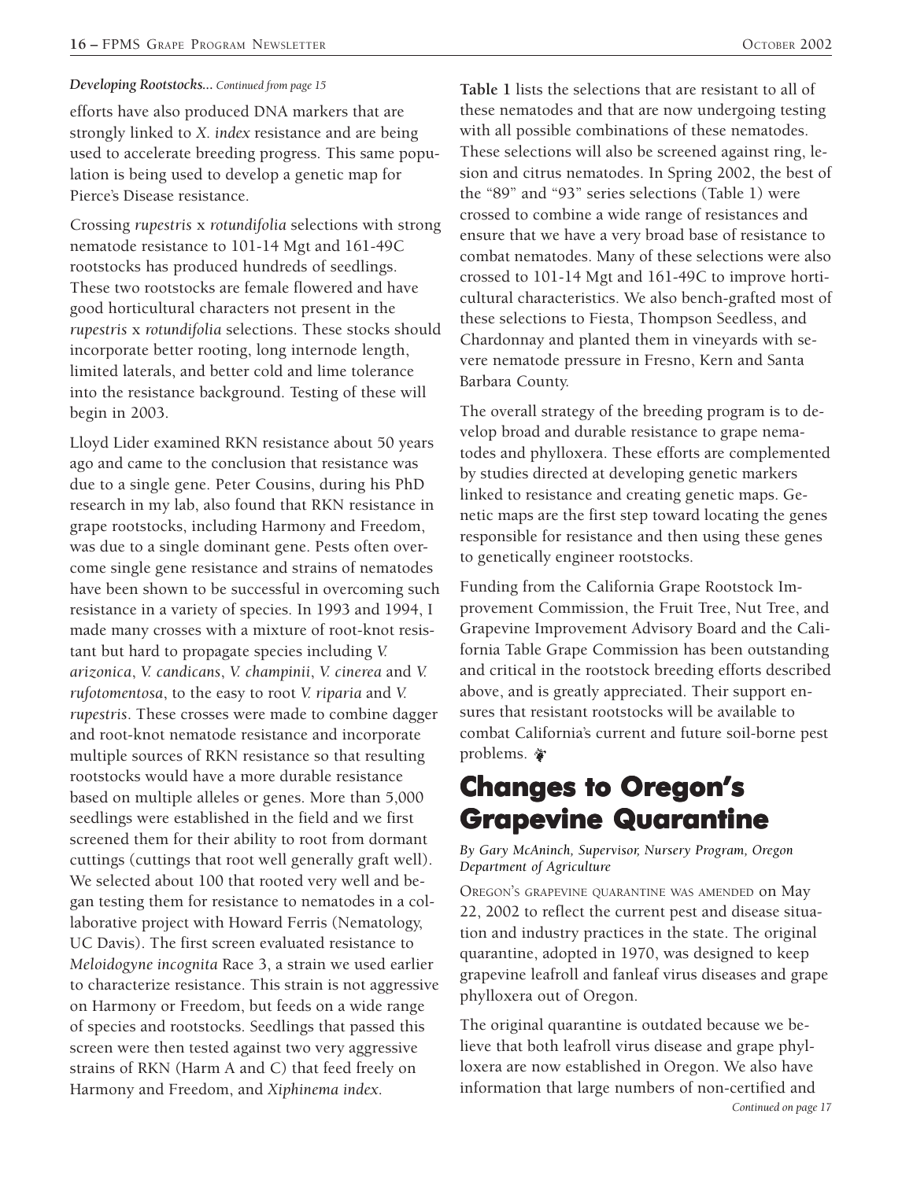*Developing Rootstocks... Continued from page 15*

efforts have also produced DNA markers that are strongly linked to *X. index* resistance and are being used to accelerate breeding progress. This same population is being used to develop a genetic map for Pierce's Disease resistance.

Crossing *rupestris* x *rotundifolia* selections with strong nematode resistance to 101-14 Mgt and 161-49C rootstocks has produced hundreds of seedlings. These two rootstocks are female flowered and have good horticultural characters not present in the *rupestris* x *rotundifolia* selections. These stocks should incorporate better rooting, long internode length, limited laterals, and better cold and lime tolerance into the resistance background. Testing of these will begin in 2003.

Lloyd Lider examined RKN resistance about 50 years ago and came to the conclusion that resistance was due to a single gene. Peter Cousins, during his PhD research in my lab, also found that RKN resistance in grape rootstocks, including Harmony and Freedom, was due to a single dominant gene. Pests often overcome single gene resistance and strains of nematodes have been shown to be successful in overcoming such resistance in a variety of species. In 1993 and 1994, I made many crosses with a mixture of root-knot resistant but hard to propagate species including *V. arizonica*, *V. candicans*, *V. champinii*, *V. cinerea* and *V. rufotomentosa*, to the easy to root *V. riparia* and *V. rupestris*. These crosses were made to combine dagger and root-knot nematode resistance and incorporate multiple sources of RKN resistance so that resulting rootstocks would have a more durable resistance based on multiple alleles or genes. More than 5,000 seedlings were established in the field and we first screened them for their ability to root from dormant cuttings (cuttings that root well generally graft well). We selected about 100 that rooted very well and began testing them for resistance to nematodes in a collaborative project with Howard Ferris (Nematology, UC Davis). The first screen evaluated resistance to *Meloidogyne incognita* Race 3, a strain we used earlier to characterize resistance. This strain is not aggressive on Harmony or Freedom, but feeds on a wide range of species and rootstocks. Seedlings that passed this screen were then tested against two very aggressive strains of RKN (Harm A and C) that feed freely on Harmony and Freedom, and *Xiphinema index*.

**Table 1** lists the selections that are resistant to all of these nematodes and that are now undergoing testing with all possible combinations of these nematodes. These selections will also be screened against ring, lesion and citrus nematodes. In Spring 2002, the best of the "89" and "93" series selections (Table 1) were crossed to combine a wide range of resistances and ensure that we have a very broad base of resistance to combat nematodes. Many of these selections were also crossed to 101-14 Mgt and 161-49C to improve horticultural characteristics. We also bench-grafted most of these selections to Fiesta, Thompson Seedless, and Chardonnay and planted them in vineyards with severe nematode pressure in Fresno, Kern and Santa Barbara County.

The overall strategy of the breeding program is to develop broad and durable resistance to grape nematodes and phylloxera. These efforts are complemented by studies directed at developing genetic markers linked to resistance and creating genetic maps. Genetic maps are the first step toward locating the genes responsible for resistance and then using these genes to genetically engineer rootstocks.

Funding from the California Grape Rootstock Improvement Commission, the Fruit Tree, Nut Tree, and Grapevine Improvement Advisory Board and the California Table Grape Commission has been outstanding and critical in the rootstock breeding efforts described above, and is greatly appreciated. Their support ensures that resistant rootstocks will be available to combat California's current and future soil-borne pest problems.

# Changes to Oregon's Grapevine Quarantine

*By Gary McAninch, Supervisor, Nursery Program, Oregon Department of Agriculture*

OREGON'S GRAPEVINE QUARANTINE WAS AMENDED on May 22, 2002 to reflect the current pest and disease situation and industry practices in the state. The original quarantine, adopted in 1970, was designed to keep grapevine leafroll and fanleaf virus diseases and grape phylloxera out of Oregon.

The original quarantine is outdated because we believe that both leafroll virus disease and grape phylloxera are now established in Oregon. We also have information that large numbers of non-certified and

*Continued on page 17*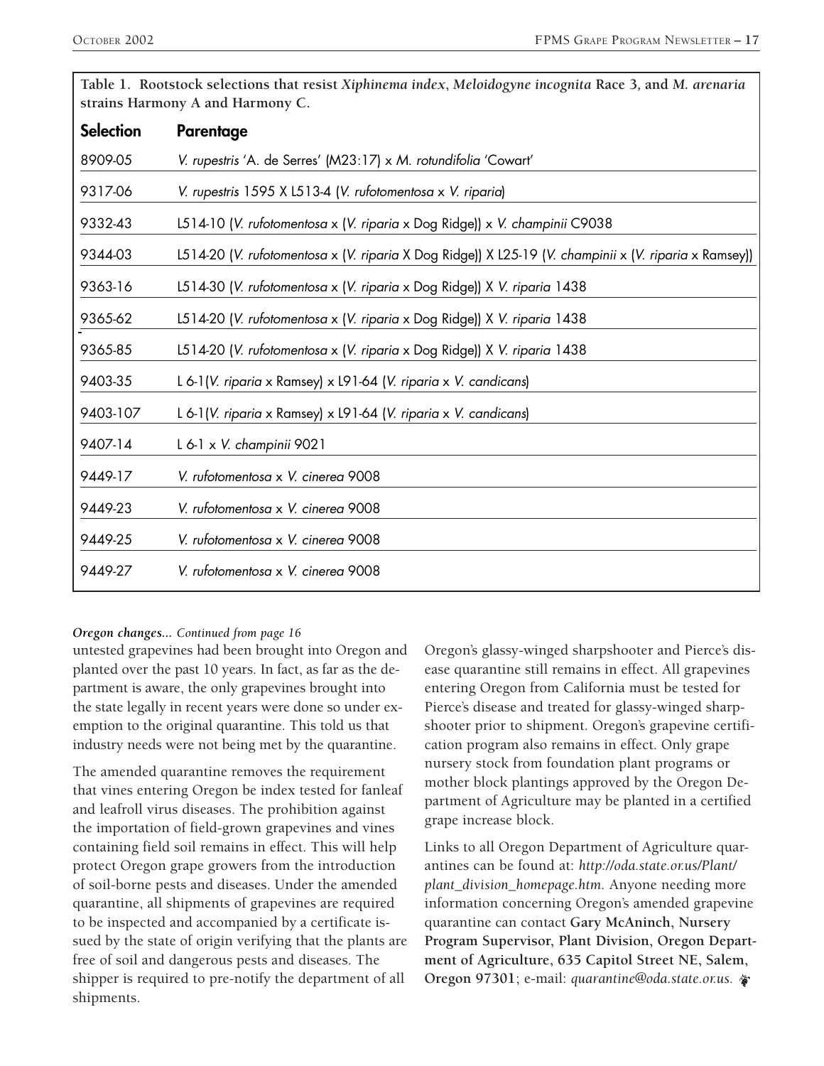**Table 1. Rootstock selections that resist *Xiphinema index*, *Meloidogyne incognita* Race 3, and *M. arenaria* strains Harmony A and Harmony C.**

| Selection | Parentage |
|---|---|
| 8909-05 | *V. rupestris* 'A. de Serres' (M23:17) x *M. rotundifolia* 'Cowart' |
| 9317-06 | *V. rupestris* 1595 X L513-4 (*V. rufotomentosa* x *V. riparia*) |
| 9332-43 | L514-10 (*V. rufotomentosa* x (*V. riparia* x Dog Ridge)) x *V. champinii* C9038 |
| 9344-03 | L514-20 (*V. rufotomentosa* x (*V. riparia* X Dog Ridge)) X L25-19 (*V. champinii* x (*V. riparia* x Ramsey)) |
| 9363-16 | L514-30 (*V. rufotomentosa* x (*V. riparia* x Dog Ridge)) X *V. riparia* 1438 |
| 9365-62 | L514-20 (*V. rufotomentosa* x (*V. riparia* x Dog Ridge)) X *V. riparia* 1438 |
| 9365-85 | L514-20 (*V. rufotomentosa* x (*V. riparia* x Dog Ridge)) X *V. riparia* 1438 |
| 9403-35 | L 6-1(*V. riparia* x Ramsey) x L91-64 (*V. riparia* x *V. candicans*) |
| 9403-107 | L 6-1(*V. riparia* x Ramsey) x L91-64 (*V. riparia* x *V. candicans*) |
| 9407-14 | L 6-1 x *V. champinii* 9021 |
| 9449-17 | *V. rufotomentosa* x *V. cinerea* 9008 |
| 9449-23 | *V. rufotomentosa* x *V. cinerea* 9008 |
| 9449-25 | *V. rufotomentosa* x *V. cinerea* 9008 |
| 9449-27 | *V. rufotomentosa* x *V. cinerea* 9008 |

***Oregon changes...** Continued from page 16*

untested grapevines had been brought into Oregon and planted over the past 10 years. In fact, as far as the department is aware, the only grapevines brought into the state legally in recent years were done so under exemption to the original quarantine. This told us that industry needs were not being met by the quarantine.

The amended quarantine removes the requirement that vines entering Oregon be index tested for fanleaf and leafroll virus diseases. The prohibition against the importation of field-grown grapevines and vines containing field soil remains in effect. This will help protect Oregon grape growers from the introduction of soil-borne pests and diseases. Under the amended quarantine, all shipments of grapevines are required to be inspected and accompanied by a certificate issued by the state of origin verifying that the plants are free of soil and dangerous pests and diseases. The shipper is required to pre-notify the department of all shipments.

Oregon's glassy-winged sharpshooter and Pierce's disease quarantine still remains in effect. All grapevines entering Oregon from California must be tested for Pierce's disease and treated for glassy-winged sharpshooter prior to shipment. Oregon's grapevine certification program also remains in effect. Only grape nursery stock from foundation plant programs or mother block plantings approved by the Oregon Department of Agriculture may be planted in a certified grape increase block.

Links to all Oregon Department of Agriculture quarantines can be found at: *http://oda.state.or.us/Plant/plant_division_homepage.htm.* Anyone needing more information concerning Oregon's amended grapevine quarantine can contact **Gary McAninch, Nursery Program Supervisor, Plant Division, Oregon Department of Agriculture, 635 Capitol Street NE, Salem, Oregon 97301**; e-mail: *quarantine@oda.state.or.us.*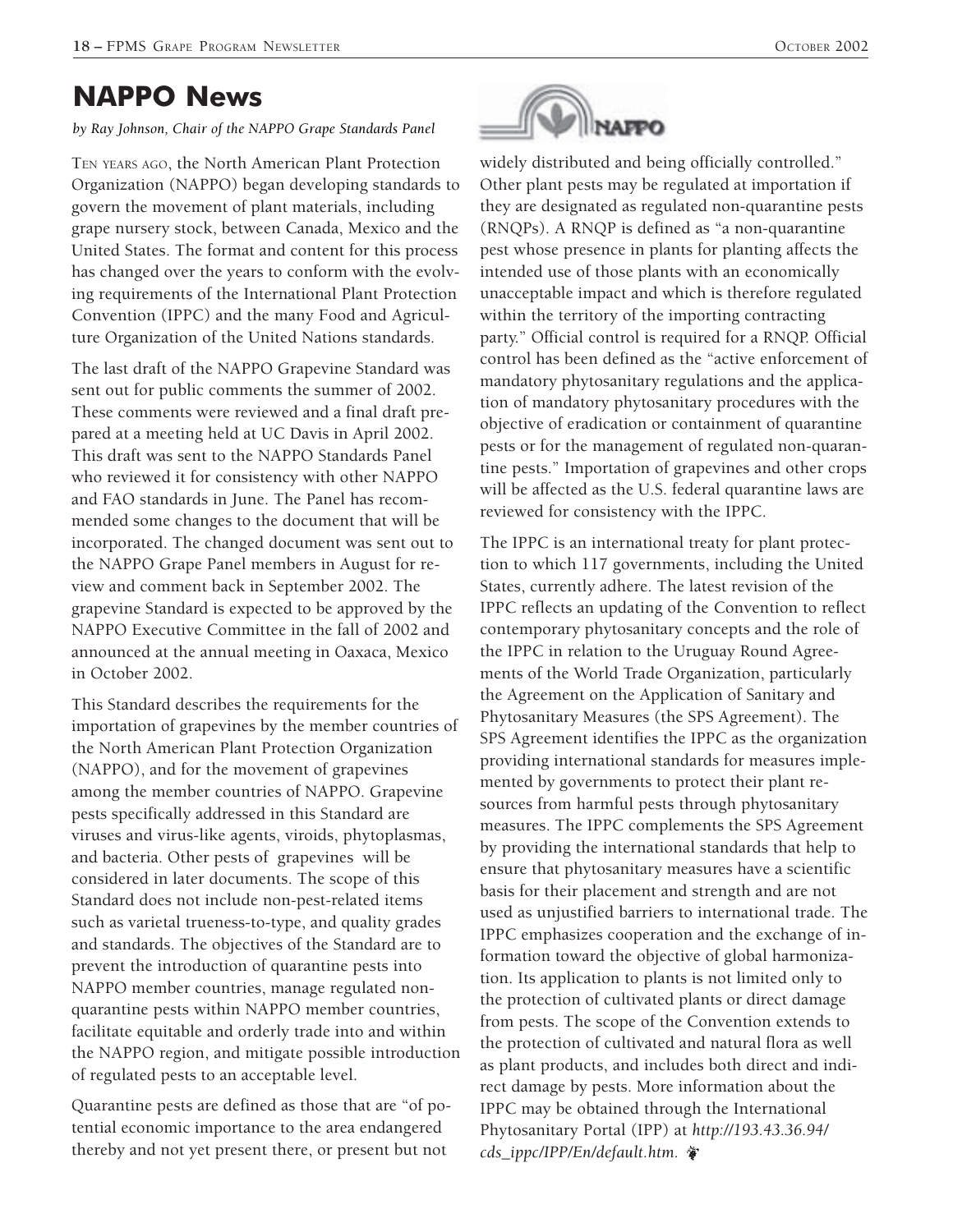# NAPPO News

*by Ray Johnson, Chair of the NAPPO Grape Standards Panel*

TEN YEARS AGO, the North American Plant Protection Organization (NAPPO) began developing standards to govern the movement of plant materials, including grape nursery stock, between Canada, Mexico and the United States. The format and content for this process has changed over the years to conform with the evolving requirements of the International Plant Protection Convention (IPPC) and the many Food and Agriculture Organization of the United Nations standards.

The last draft of the NAPPO Grapevine Standard was sent out for public comments the summer of 2002. These comments were reviewed and a final draft prepared at a meeting held at UC Davis in April 2002. This draft was sent to the NAPPO Standards Panel who reviewed it for consistency with other NAPPO and FAO standards in June. The Panel has recommended some changes to the document that will be incorporated. The changed document was sent out to the NAPPO Grape Panel members in August for review and comment back in September 2002. The grapevine Standard is expected to be approved by the NAPPO Executive Committee in the fall of 2002 and announced at the annual meeting in Oaxaca, Mexico in October 2002.

This Standard describes the requirements for the importation of grapevines by the member countries of the North American Plant Protection Organization (NAPPO), and for the movement of grapevines among the member countries of NAPPO. Grapevine pests specifically addressed in this Standard are viruses and virus-like agents, viroids, phytoplasmas, and bacteria. Other pests of grapevines will be considered in later documents. The scope of this Standard does not include non-pest-related items such as varietal trueness-to-type, and quality grades and standards. The objectives of the Standard are to prevent the introduction of quarantine pests into NAPPO member countries, manage regulated non-quarantine pests within NAPPO member countries, facilitate equitable and orderly trade into and within the NAPPO region, and mitigate possible introduction of regulated pests to an acceptable level.

Quarantine pests are defined as those that are "of potential economic importance to the area endangered thereby and not yet present there, or present but not widely distributed and being officially controlled." Other plant pests may be regulated at importation if they are designated as regulated non-quarantine pests (RNQPs). A RNQP is defined as "a non-quarantine pest whose presence in plants for planting affects the intended use of those plants with an economically unacceptable impact and which is therefore regulated within the territory of the importing contracting party." Official control is required for a RNQP. Official control has been defined as the "active enforcement of mandatory phytosanitary regulations and the application of mandatory phytosanitary procedures with the objective of eradication or containment of quarantine pests or for the management of regulated non-quarantine pests." Importation of grapevines and other crops will be affected as the U.S. federal quarantine laws are reviewed for consistency with the IPPC.

The IPPC is an international treaty for plant protection to which 117 governments, including the United States, currently adhere. The latest revision of the IPPC reflects an updating of the Convention to reflect contemporary phytosanitary concepts and the role of the IPPC in relation to the Uruguay Round Agreements of the World Trade Organization, particularly the Agreement on the Application of Sanitary and Phytosanitary Measures (the SPS Agreement). The SPS Agreement identifies the IPPC as the organization providing international standards for measures implemented by governments to protect their plant resources from harmful pests through phytosanitary measures. The IPPC complements the SPS Agreement by providing the international standards that help to ensure that phytosanitary measures have a scientific basis for their placement and strength and are not used as unjustified barriers to international trade. The IPPC emphasizes cooperation and the exchange of information toward the objective of global harmonization. Its application to plants is not limited only to the protection of cultivated plants or direct damage from pests. The scope of the Convention extends to the protection of cultivated and natural flora as well as plant products, and includes both direct and indirect damage by pests. More information about the IPPC may be obtained through the International Phytosanitary Portal (IPP) at *http://193.43.36.94/cds_ippc/IPP/En/default.htm.*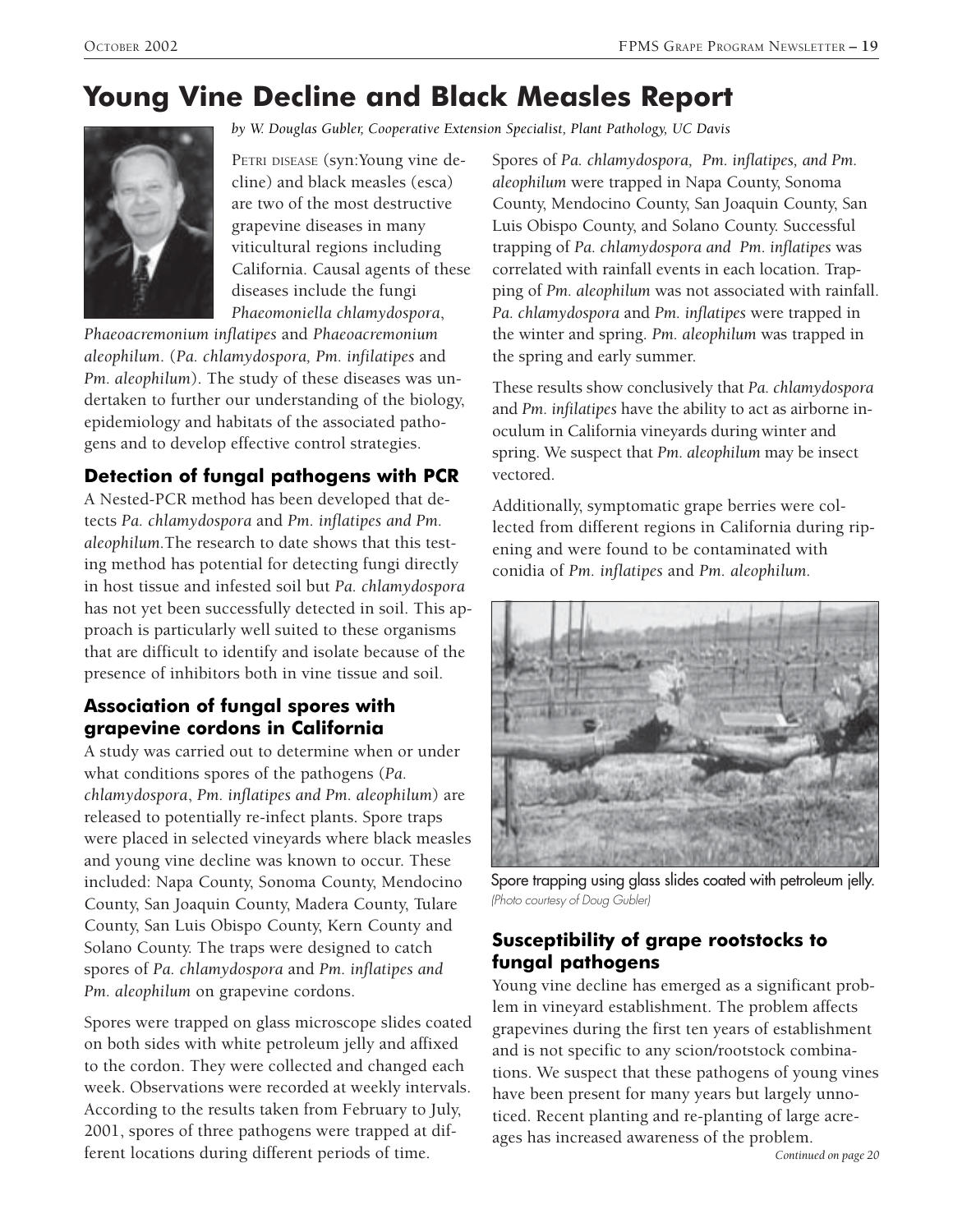# Young Vine Decline and Black Measles Report

*by W. Douglas Gubler, Cooperative Extension Specialist, Plant Pathology, UC Davis*

PETRI DISEASE (syn:Young vine decline) and black measles (esca) are two of the most destructive grapevine diseases in many viticultural regions including California. Causal agents of these diseases include the fungi *Phaeomoniella chlamydospora*, *Phaeoacremonium inflatipes* and *Phaeoacremonium aleophilum*. (*Pa. chlamydospora, Pm. infilatipes* and *Pm. aleophilum*). The study of these diseases was undertaken to further our understanding of the biology, epidemiology and habitats of the associated pathogens and to develop effective control strategies.

## Detection of fungal pathogens with PCR

A Nested-PCR method has been developed that detects *Pa. chlamydospora* and *Pm. inflatipes and Pm. aleophilum*.The research to date shows that this testing method has potential for detecting fungi directly in host tissue and infested soil but *Pa. chlamydospora* has not yet been successfully detected in soil. This approach is particularly well suited to these organisms that are difficult to identify and isolate because of the presence of inhibitors both in vine tissue and soil.

## Association of fungal spores with grapevine cordons in California

A study was carried out to determine when or under what conditions spores of the pathogens (*Pa. chlamydospora*, *Pm. inflatipes and Pm. aleophilum*) are released to potentially re-infect plants. Spore traps were placed in selected vineyards where black measles and young vine decline was known to occur. These included: Napa County, Sonoma County, Mendocino County, San Joaquin County, Madera County, Tulare County, San Luis Obispo County, Kern County and Solano County. The traps were designed to catch spores of *Pa. chlamydospora* and *Pm. inflatipes and Pm. aleophilum* on grapevine cordons.

Spores were trapped on glass microscope slides coated on both sides with white petroleum jelly and affixed to the cordon. They were collected and changed each week. Observations were recorded at weekly intervals. According to the results taken from February to July, 2001, spores of three pathogens were trapped at different locations during different periods of time.

Spores of *Pa. chlamydospora, Pm. inflatipes, and Pm. aleophilum* were trapped in Napa County, Sonoma County, Mendocino County, San Joaquin County, San Luis Obispo County, and Solano County. Successful trapping of *Pa. chlamydospora and Pm. inflatipes* was correlated with rainfall events in each location. Trapping of *Pm. aleophilum* was not associated with rainfall. *Pa. chlamydospora* and *Pm. inflatipes* were trapped in the winter and spring. *Pm. aleophilum* was trapped in the spring and early summer.

These results show conclusively that *Pa. chlamydospora* and *Pm. infilatipes* have the ability to act as airborne inoculum in California vineyards during winter and spring. We suspect that *Pm. aleophilum* may be insect vectored.

Additionally, symptomatic grape berries were collected from different regions in California during ripening and were found to be contaminated with conidia of *Pm. inflatipes* and *Pm. aleophilum*.

Spore trapping using glass slides coated with petroleum jelly. *(Photo courtesy of Doug Gubler)*

## Susceptibility of grape rootstocks to fungal pathogens

Young vine decline has emerged as a significant problem in vineyard establishment. The problem affects grapevines during the first ten years of establishment and is not specific to any scion/rootstock combinations. We suspect that these pathogens of young vines have been present for many years but largely unnoticed. Recent planting and re-planting of large acreages has increased awareness of the problem.

*Continued on page 20*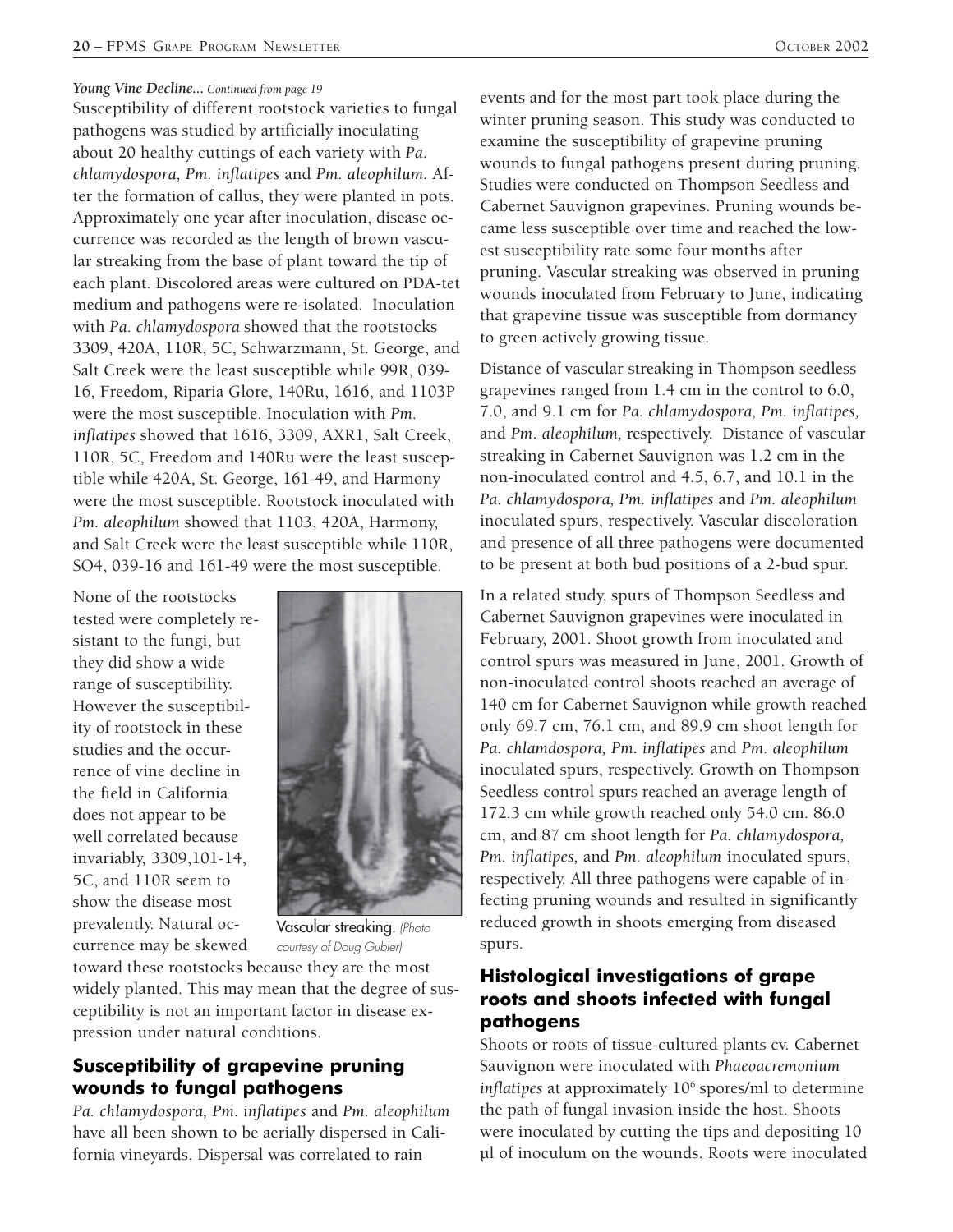*Young Vine Decline... Continued from page 19*

Susceptibility of different rootstock varieties to fungal pathogens was studied by artificially inoculating about 20 healthy cuttings of each variety with *Pa. chlamydospora, Pm. inflatipes* and *Pm. aleophilum.* After the formation of callus, they were planted in pots. Approximately one year after inoculation, disease occurrence was recorded as the length of brown vascular streaking from the base of plant toward the tip of each plant. Discolored areas were cultured on PDA-tet medium and pathogens were re-isolated. Inoculation with *Pa. chlamydospora* showed that the rootstocks 3309, 420A, 110R, 5C, Schwarzmann, St. George, and Salt Creek were the least susceptible while 99R, 039-16, Freedom, Riparia Glore, 140Ru, 1616, and 1103P were the most susceptible. Inoculation with *Pm. inflatipes* showed that 1616, 3309, AXR1, Salt Creek, 110R, 5C, Freedom and 140Ru were the least susceptible while 420A, St. George, 161-49, and Harmony were the most susceptible. Rootstock inoculated with *Pm. aleophilum* showed that 1103, 420A, Harmony, and Salt Creek were the least susceptible while 110R, SO4, 039-16 and 161-49 were the most susceptible.

None of the rootstocks tested were completely resistant to the fungi, but they did show a wide range of susceptibility. However the susceptibility of rootstock in these studies and the occurrence of vine decline in the field in California does not appear to be well correlated because invariably, 3309,101-14, 5C, and 110R seem to show the disease most prevalently. Natural occurrence may be skewed toward these rootstocks because they are the most widely planted. This may mean that the degree of susceptibility is not an important factor in disease expression under natural conditions.

Vascular streaking. *(Photo courtesy of Doug Gubler)*

## Susceptibility of grapevine pruning wounds to fungal pathogens

*Pa. chlamydospora, Pm. inflatipes* and *Pm. aleophilum* have all been shown to be aerially dispersed in California vineyards. Dispersal was correlated to rain events and for the most part took place during the winter pruning season. This study was conducted to examine the susceptibility of grapevine pruning wounds to fungal pathogens present during pruning. Studies were conducted on Thompson Seedless and Cabernet Sauvignon grapevines. Pruning wounds became less susceptible over time and reached the lowest susceptibility rate some four months after pruning. Vascular streaking was observed in pruning wounds inoculated from February to June, indicating that grapevine tissue was susceptible from dormancy to green actively growing tissue.

Distance of vascular streaking in Thompson seedless grapevines ranged from 1.4 cm in the control to 6.0, 7.0, and 9.1 cm for *Pa. chlamydospora, Pm. inflatipes,* and *Pm. aleophilum,* respectively. Distance of vascular streaking in Cabernet Sauvignon was 1.2 cm in the non-inoculated control and 4.5, 6.7, and 10.1 in the *Pa. chlamydospora, Pm. inflatipes* and *Pm. aleophilum* inoculated spurs, respectively. Vascular discoloration and presence of all three pathogens were documented to be present at both bud positions of a 2-bud spur.

In a related study, spurs of Thompson Seedless and Cabernet Sauvignon grapevines were inoculated in February, 2001. Shoot growth from inoculated and control spurs was measured in June, 2001. Growth of non-inoculated control shoots reached an average of 140 cm for Cabernet Sauvignon while growth reached only 69.7 cm, 76.1 cm, and 89.9 cm shoot length for *Pa. chlamdospora, Pm. inflatipes* and *Pm. aleophilum* inoculated spurs, respectively. Growth on Thompson Seedless control spurs reached an average length of 172.3 cm while growth reached only 54.0 cm. 86.0 cm, and 87 cm shoot length for *Pa. chlamydospora, Pm. inflatipes,* and *Pm. aleophilum* inoculated spurs, respectively. All three pathogens were capable of infecting pruning wounds and resulted in significantly reduced growth in shoots emerging from diseased spurs.

## Histological investigations of grape roots and shoots infected with fungal pathogens

Shoots or roots of tissue-cultured plants cv. Cabernet Sauvignon were inoculated with *Phaeoacremonium inflatipes* at approximately $10^6$ spores/ml to determine the path of fungal invasion inside the host. Shoots were inoculated by cutting the tips and depositing 10 µl of inoculum on the wounds. Roots were inoculated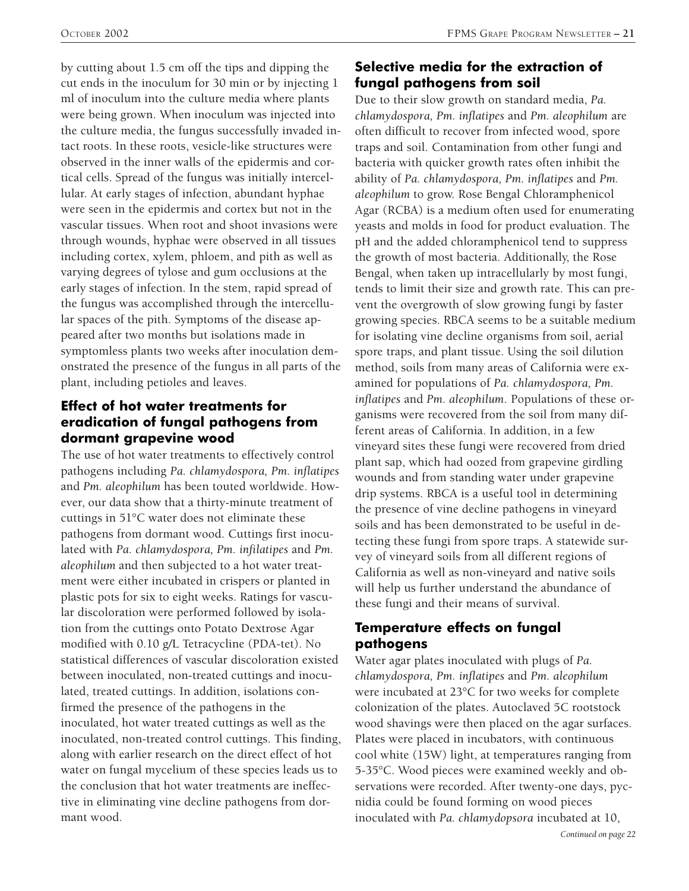by cutting about 1.5 cm off the tips and dipping the cut ends in the inoculum for 30 min or by injecting 1 ml of inoculum into the culture media where plants were being grown. When inoculum was injected into the culture media, the fungus successfully invaded intact roots. In these roots, vesicle-like structures were observed in the inner walls of the epidermis and cortical cells. Spread of the fungus was initially intercellular. At early stages of infection, abundant hyphae were seen in the epidermis and cortex but not in the vascular tissues. When root and shoot invasions were through wounds, hyphae were observed in all tissues including cortex, xylem, phloem, and pith as well as varying degrees of tylose and gum occlusions at the early stages of infection. In the stem, rapid spread of the fungus was accomplished through the intercellular spaces of the pith. Symptoms of the disease appeared after two months but isolations made in symptomless plants two weeks after inoculation demonstrated the presence of the fungus in all parts of the plant, including petioles and leaves.

## Effect of hot water treatments for eradication of fungal pathogens from dormant grapevine wood

The use of hot water treatments to effectively control pathogens including *Pa. chlamydospora, Pm. inflatipes* and *Pm. aleophilum* has been touted worldwide. However, our data show that a thirty-minute treatment of cuttings in 51°C water does not eliminate these pathogens from dormant wood. Cuttings first inoculated with *Pa. chlamydospora, Pm. infilatipes* and *Pm. aleophilum* and then subjected to a hot water treatment were either incubated in crispers or planted in plastic pots for six to eight weeks. Ratings for vascular discoloration were performed followed by isolation from the cuttings onto Potato Dextrose Agar modified with 0.10 g/L Tetracycline (PDA-tet). No statistical differences of vascular discoloration existed between inoculated, non-treated cuttings and inoculated, treated cuttings. In addition, isolations confirmed the presence of the pathogens in the inoculated, hot water treated cuttings as well as the inoculated, non-treated control cuttings. This finding, along with earlier research on the direct effect of hot water on fungal mycelium of these species leads us to the conclusion that hot water treatments are ineffective in eliminating vine decline pathogens from dormant wood.

## Selective media for the extraction of fungal pathogens from soil

Due to their slow growth on standard media, *Pa. chlamydospora, Pm. inflatipes* and *Pm. aleophilum* are often difficult to recover from infected wood, spore traps and soil. Contamination from other fungi and bacteria with quicker growth rates often inhibit the ability of *Pa. chlamydospora, Pm. inflatipes* and *Pm. aleophilum* to grow. Rose Bengal Chloramphenicol Agar (RCBA) is a medium often used for enumerating yeasts and molds in food for product evaluation. The pH and the added chloramphenicol tend to suppress the growth of most bacteria. Additionally, the Rose Bengal, when taken up intracellularly by most fungi, tends to limit their size and growth rate. This can prevent the overgrowth of slow growing fungi by faster growing species. RBCA seems to be a suitable medium for isolating vine decline organisms from soil, aerial spore traps, and plant tissue. Using the soil dilution method, soils from many areas of California were examined for populations of *Pa. chlamydospora, Pm. inflatipes* and *Pm. aleophilum*. Populations of these organisms were recovered from the soil from many different areas of California. In addition, in a few vineyard sites these fungi were recovered from dried plant sap, which had oozed from grapevine girdling wounds and from standing water under grapevine drip systems. RBCA is a useful tool in determining the presence of vine decline pathogens in vineyard soils and has been demonstrated to be useful in detecting these fungi from spore traps. A statewide survey of vineyard soils from all different regions of California as well as non-vineyard and native soils will help us further understand the abundance of these fungi and their means of survival.

## Temperature effects on fungal pathogens

Water agar plates inoculated with plugs of *Pa. chlamydospora, Pm. inflatipes* and *Pm. aleophilum* were incubated at 23°C for two weeks for complete colonization of the plates. Autoclaved 5C rootstock wood shavings were then placed on the agar surfaces. Plates were placed in incubators, with continuous cool white (15W) light, at temperatures ranging from 5-35°C. Wood pieces were examined weekly and observations were recorded. After twenty-one days, pycnidia could be found forming on wood pieces inoculated with *Pa. chlamydopsora* incubated at 10,

*Continued on page 22*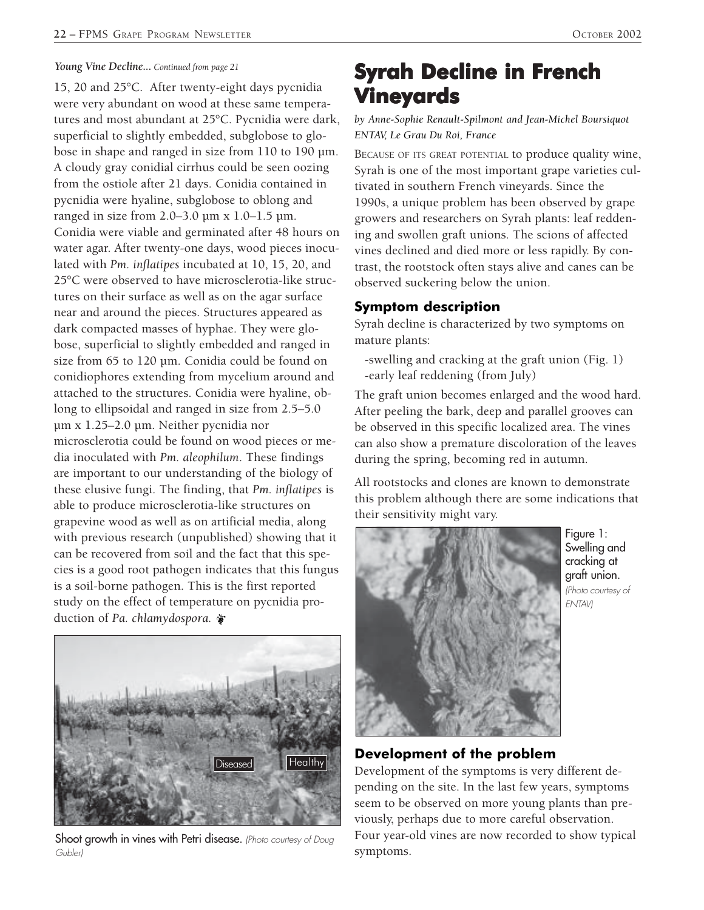*Young Vine Decline... Continued from page 21*

15, 20 and 25°C. After twenty-eight days pycnidia were very abundant on wood at these same temperatures and most abundant at 25°C. Pycnidia were dark, superficial to slightly embedded, subglobose to globose in shape and ranged in size from 110 to 190 µm. A cloudy gray conidial cirrhus could be seen oozing from the ostiole after 21 days. Conidia contained in pycnidia were hyaline, subglobose to oblong and ranged in size from 2.0–3.0 µm x 1.0–1.5 µm. Conidia were viable and germinated after 48 hours on water agar. After twenty-one days, wood pieces inoculated with *Pm. inflatipes* incubated at 10, 15, 20, and 25°C were observed to have microsclerotia-like structures on their surface as well as on the agar surface near and around the pieces. Structures appeared as dark compacted masses of hyphae. They were globose, superficial to slightly embedded and ranged in size from 65 to 120 µm. Conidia could be found on conidiophores extending from mycelium around and attached to the structures. Conidia were hyaline, oblong to ellipsoidal and ranged in size from 2.5–5.0 µm x 1.25–2.0 µm. Neither pycnidia nor microsclerotia could be found on wood pieces or media inoculated with *Pm. aleophilum*. These findings are important to our understanding of the biology of these elusive fungi. The finding, that *Pm. inflatipes* is able to produce microsclerotia-like structures on grapevine wood as well as on artificial media, along with previous research (unpublished) showing that it can be recovered from soil and the fact that this species is a good root pathogen indicates that this fungus is a soil-borne pathogen. This is the first reported study on the effect of temperature on pycnidia production of *Pa. chlamydospora.*

Diseased Healthy

Shoot growth in vines with Petri disease. *(Photo courtesy of Doug Gubler)*

# Syrah Decline in French Vineyards

*by Anne-Sophie Renault-Spilmont and Jean-Michel Boursiquot*
*ENTAV, Le Grau Du Roi, France*

BECAUSE OF ITS GREAT POTENTIAL to produce quality wine, Syrah is one of the most important grape varieties cultivated in southern French vineyards. Since the 1990s, a unique problem has been observed by grape growers and researchers on Syrah plants: leaf reddening and swollen graft unions. The scions of affected vines declined and died more or less rapidly. By contrast, the rootstock often stays alive and canes can be observed suckering below the union.

## Symptom description

Syrah decline is characterized by two symptoms on mature plants:

-swelling and cracking at the graft union (Fig. 1)
-early leaf reddening (from July)

The graft union becomes enlarged and the wood hard. After peeling the bark, deep and parallel grooves can be observed in this specific localized area. The vines can also show a premature discoloration of the leaves during the spring, becoming red in autumn.

All rootstocks and clones are known to demonstrate this problem although there are some indications that their sensitivity might vary.

Figure 1: Swelling and cracking at graft union. *(Photo courtesy of ENTAV)*

## Development of the problem

Development of the symptoms is very different depending on the site. In the last few years, symptoms seem to be observed on more young plants than previously, perhaps due to more careful observation. Four year-old vines are now recorded to show typical symptoms.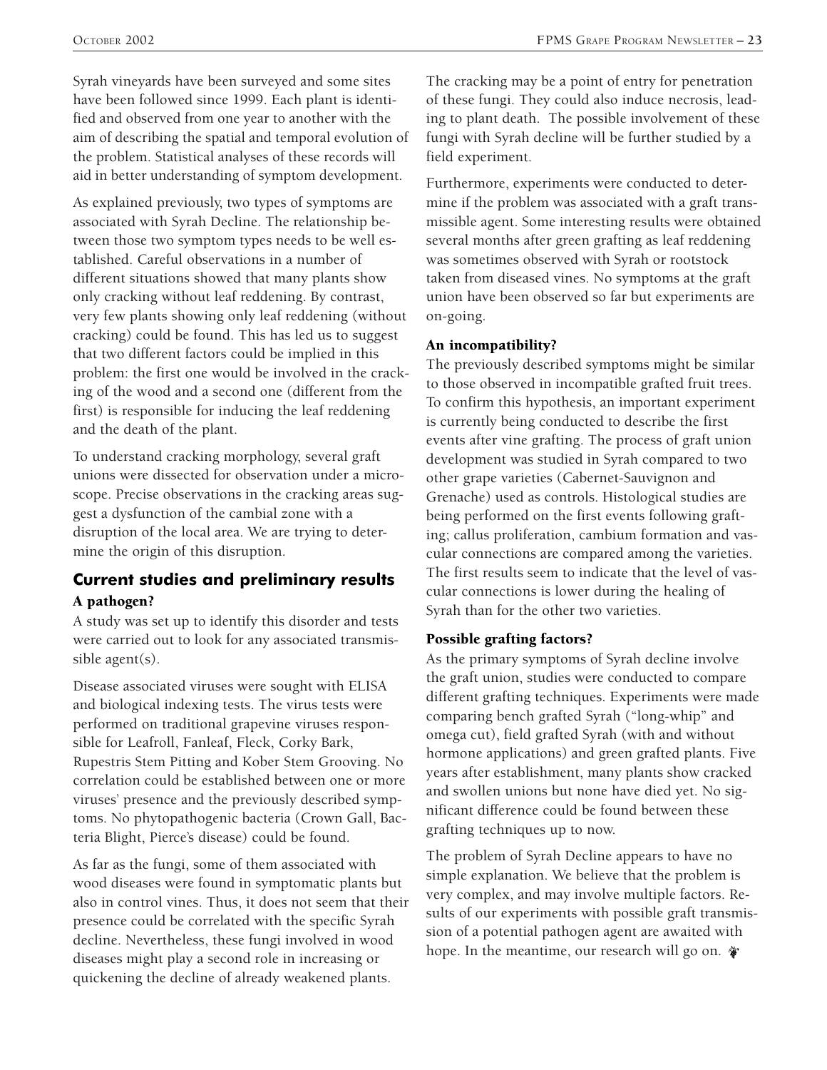Syrah vineyards have been surveyed and some sites have been followed since 1999. Each plant is identified and observed from one year to another with the aim of describing the spatial and temporal evolution of the problem. Statistical analyses of these records will aid in better understanding of symptom development.

As explained previously, two types of symptoms are associated with Syrah Decline. The relationship between those two symptom types needs to be well established. Careful observations in a number of different situations showed that many plants show only cracking without leaf reddening. By contrast, very few plants showing only leaf reddening (without cracking) could be found. This has led us to suggest that two different factors could be implied in this problem: the first one would be involved in the cracking of the wood and a second one (different from the first) is responsible for inducing the leaf reddening and the death of the plant.

To understand cracking morphology, several graft unions were dissected for observation under a microscope. Precise observations in the cracking areas suggest a dysfunction of the cambial zone with a disruption of the local area. We are trying to determine the origin of this disruption.

## Current studies and preliminary results

### A pathogen?

A study was set up to identify this disorder and tests were carried out to look for any associated transmissible agent(s).

Disease associated viruses were sought with ELISA and biological indexing tests. The virus tests were performed on traditional grapevine viruses responsible for Leafroll, Fanleaf, Fleck, Corky Bark, Rupestris Stem Pitting and Kober Stem Grooving. No correlation could be established between one or more viruses' presence and the previously described symptoms. No phytopathogenic bacteria (Crown Gall, Bacteria Blight, Pierce's disease) could be found.

As far as the fungi, some of them associated with wood diseases were found in symptomatic plants but also in control vines. Thus, it does not seem that their presence could be correlated with the specific Syrah decline. Nevertheless, these fungi involved in wood diseases might play a second role in increasing or quickening the decline of already weakened plants. The cracking may be a point of entry for penetration of these fungi. They could also induce necrosis, leading to plant death. The possible involvement of these fungi with Syrah decline will be further studied by a field experiment.

Furthermore, experiments were conducted to determine if the problem was associated with a graft transmissible agent. Some interesting results were obtained several months after green grafting as leaf reddening was sometimes observed with Syrah or rootstock taken from diseased vines. No symptoms at the graft union have been observed so far but experiments are on-going.

### An incompatibility?

The previously described symptoms might be similar to those observed in incompatible grafted fruit trees. To confirm this hypothesis, an important experiment is currently being conducted to describe the first events after vine grafting. The process of graft union development was studied in Syrah compared to two other grape varieties (Cabernet-Sauvignon and Grenache) used as controls. Histological studies are being performed on the first events following grafting; callus proliferation, cambium formation and vascular connections are compared among the varieties. The first results seem to indicate that the level of vascular connections is lower during the healing of Syrah than for the other two varieties.

### Possible grafting factors?

As the primary symptoms of Syrah decline involve the graft union, studies were conducted to compare different grafting techniques. Experiments were made comparing bench grafted Syrah ("long-whip" and omega cut), field grafted Syrah (with and without hormone applications) and green grafted plants. Five years after establishment, many plants show cracked and swollen unions but none have died yet. No significant difference could be found between these grafting techniques up to now.

The problem of Syrah Decline appears to have no simple explanation. We believe that the problem is very complex, and may involve multiple factors. Results of our experiments with possible graft transmission of a potential pathogen agent are awaited with hope. In the meantime, our research will go on.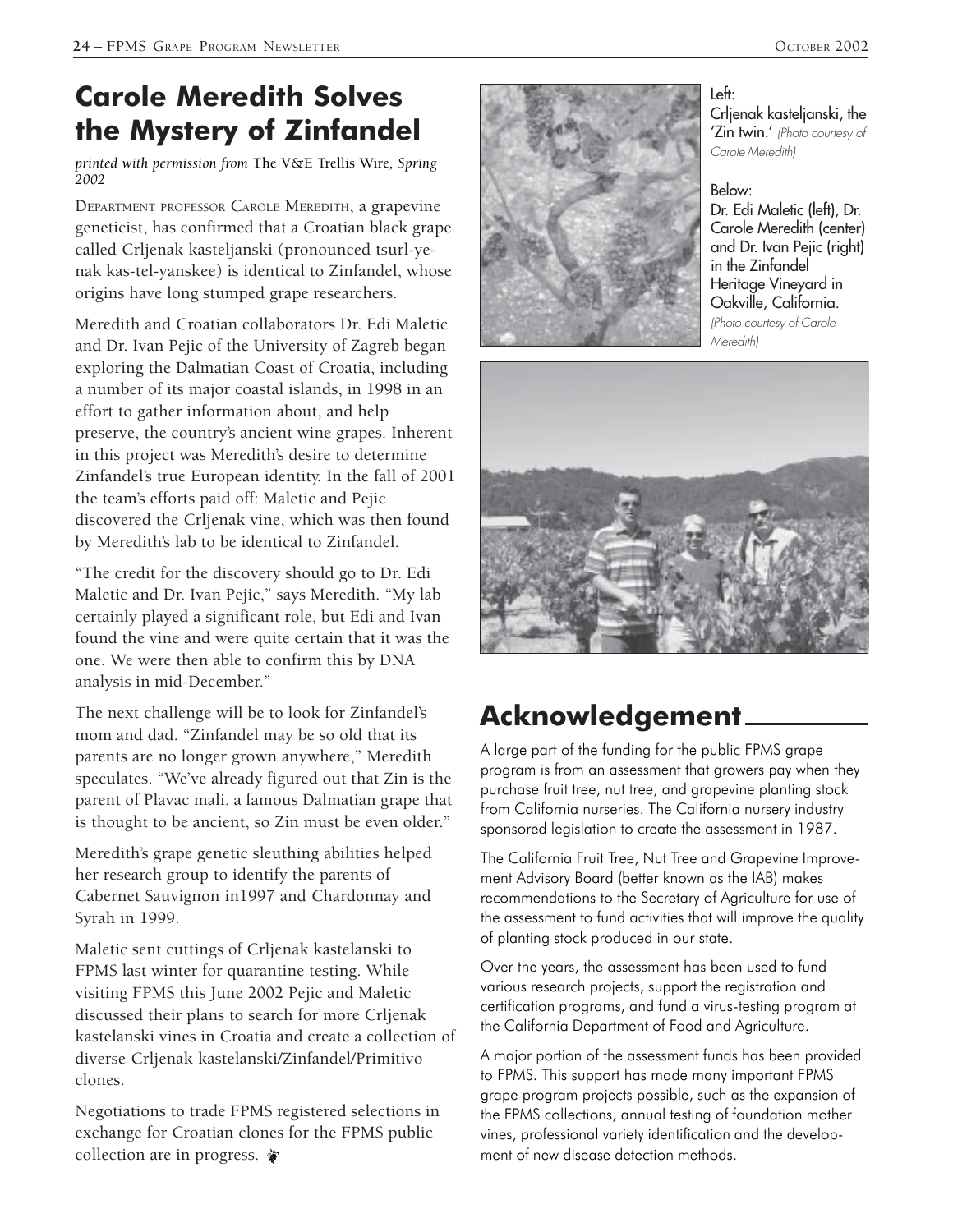# Carole Meredith Solves the Mystery of Zinfandel

*printed with permission from* The V&E Trellis Wire*, Spring 2002*

DEPARTMENT PROFESSOR CAROLE MEREDITH, a grapevine geneticist, has confirmed that a Croatian black grape called Crljenak kasteljanski (pronounced tsurl-ye-nak kas-tel-yanskee) is identical to Zinfandel, whose origins have long stumped grape researchers.

Meredith and Croatian collaborators Dr. Edi Maletic and Dr. Ivan Pejic of the University of Zagreb began exploring the Dalmatian Coast of Croatia, including a number of its major coastal islands, in 1998 in an effort to gather information about, and help preserve, the country's ancient wine grapes. Inherent in this project was Meredith's desire to determine Zinfandel's true European identity. In the fall of 2001 the team's efforts paid off: Maletic and Pejic discovered the Crljenak vine, which was then found by Meredith's lab to be identical to Zinfandel.

"The credit for the discovery should go to Dr. Edi Maletic and Dr. Ivan Pejic," says Meredith. "My lab certainly played a significant role, but Edi and Ivan found the vine and were quite certain that it was the one. We were then able to confirm this by DNA analysis in mid-December."

The next challenge will be to look for Zinfandel's mom and dad. "Zinfandel may be so old that its parents are no longer grown anywhere," Meredith speculates. "We've already figured out that Zin is the parent of Plavac mali, a famous Dalmatian grape that is thought to be ancient, so Zin must be even older."

Meredith's grape genetic sleuthing abilities helped her research group to identify the parents of Cabernet Sauvignon in1997 and Chardonnay and Syrah in 1999.

Maletic sent cuttings of Crljenak kastelanski to FPMS last winter for quarantine testing. While visiting FPMS this June 2002 Pejic and Maletic discussed their plans to search for more Crljenak kastelanski vines in Croatia and create a collection of diverse Crljenak kastelanski/Zinfandel/Primitivo clones.

Negotiations to trade FPMS registered selections in exchange for Croatian clones for the FPMS public collection are in progress.

Left:
Crljenak kasteljanski, the 'Zin twin.' *(Photo courtesy of Carole Meredith)*

Below:
Dr. Edi Maletic (left), Dr. Carole Meredith (center) and Dr. Ivan Pejic (right) in the Zinfandel Heritage Vineyard in Oakville, California. *(Photo courtesy of Carole Meredith)*

## Acknowledgement

A large part of the funding for the public FPMS grape program is from an assessment that growers pay when they purchase fruit tree, nut tree, and grapevine planting stock from California nurseries. The California nursery industry sponsored legislation to create the assessment in 1987.

The California Fruit Tree, Nut Tree and Grapevine Improvement Advisory Board (better known as the IAB) makes recommendations to the Secretary of Agriculture for use of the assessment to fund activities that will improve the quality of planting stock produced in our state.

Over the years, the assessment has been used to fund various research projects, support the registration and certification programs, and fund a virus-testing program at the California Department of Food and Agriculture.

A major portion of the assessment funds has been provided to FPMS. This support has made many important FPMS grape program projects possible, such as the expansion of the FPMS collections, annual testing of foundation mother vines, professional variety identification and the development of new disease detection methods.